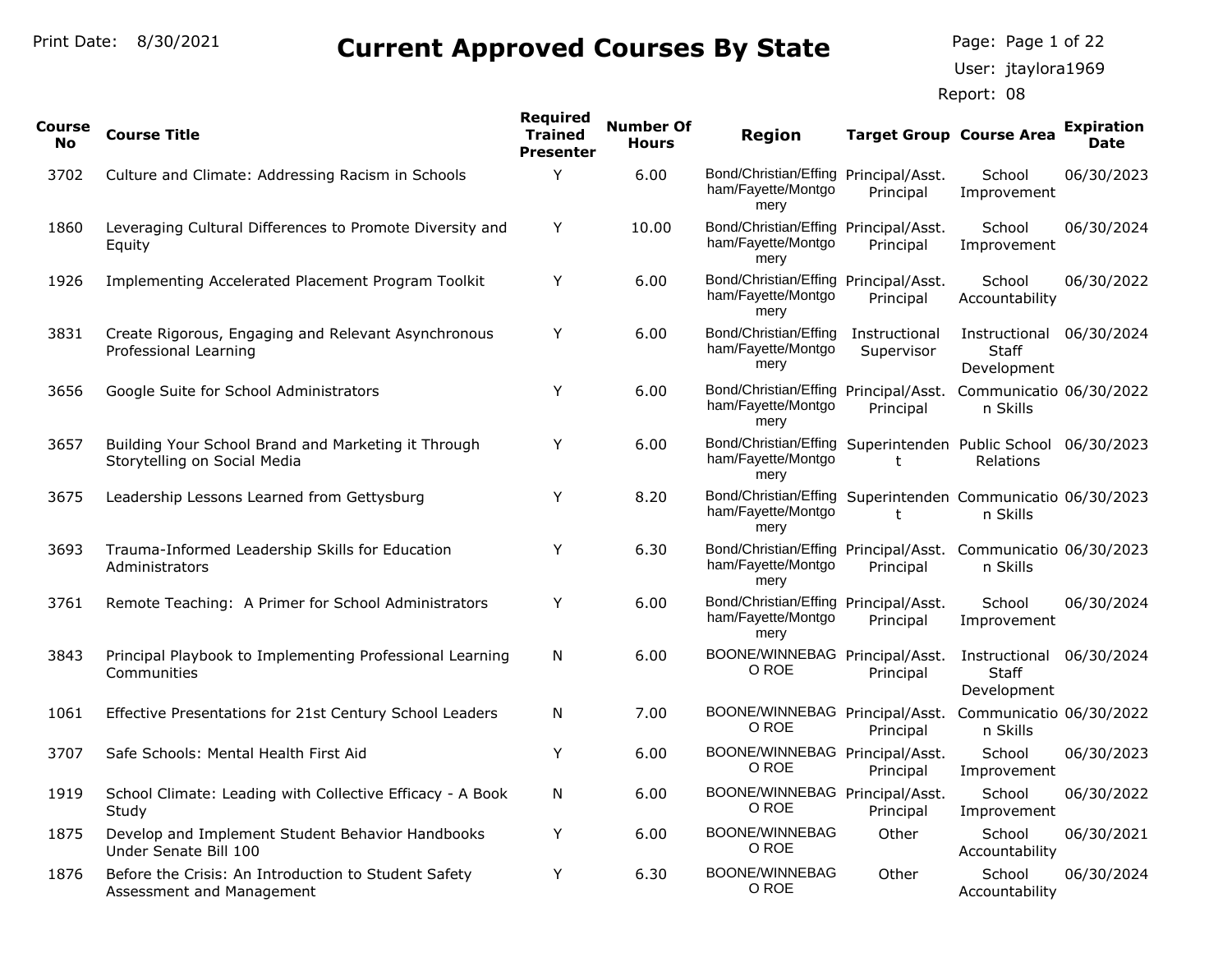Print Date: 8/30/2021

# Current Approved Courses By State

User: jtaylora1969

Report: 08

| Course No | Course Title | Required Trained Presenter | Number Of Hours | Region | Target Group | Course Area | Expiration Date |
|---|---|---|---|---|---|---|---|
| 3702 | Culture and Climate: Addressing Racism in Schools | Y | 6.00 | Bond/Christian/Effingham/Fayette/Montgomery | Principal/Asst. Principal | School Improvement | 06/30/2023 |
| 1860 | Leveraging Cultural Differences to Promote Diversity and Equity | Y | 10.00 | Bond/Christian/Effingham/Fayette/Montgomery | Principal/Asst. Principal | School Improvement | 06/30/2024 |
| 1926 | Implementing Accelerated Placement Program Toolkit | Y | 6.00 | Bond/Christian/Effingham/Fayette/Montgomery | Principal/Asst. Principal | School Accountability | 06/30/2022 |
| 3831 | Create Rigorous, Engaging and Relevant Asynchronous Professional Learning | Y | 6.00 | Bond/Christian/Effingham/Fayette/Montgomery | Instructional Supervisor | Instructional Staff Development | 06/30/2024 |
| 3656 | Google Suite for School Administrators | Y | 6.00 | Bond/Christian/Effingham/Fayette/Montgomery | Principal/Asst. Principal | Communication Skills | 06/30/2022 |
| 3657 | Building Your School Brand and Marketing it Through Storytelling on Social Media | Y | 6.00 | Bond/Christian/Effingham/Fayette/Montgomery | Superintendent | Public School Relations | 06/30/2023 |
| 3675 | Leadership Lessons Learned from Gettysburg | Y | 8.20 | Bond/Christian/Effingham/Fayette/Montgomery | Superintendent | Communication Skills | 06/30/2023 |
| 3693 | Trauma-Informed Leadership Skills for Education Administrators | Y | 6.30 | Bond/Christian/Effingham/Fayette/Montgomery | Principal/Asst. Principal | Communication Skills | 06/30/2023 |
| 3761 | Remote Teaching: A Primer for School Administrators | Y | 6.00 | Bond/Christian/Effingham/Fayette/Montgomery | Principal/Asst. Principal | School Improvement | 06/30/2024 |
| 3843 | Principal Playbook to Implementing Professional Learning Communities | N | 6.00 | BOONE/WINNEBAGO ROE | Principal/Asst. Principal | Instructional Staff Development | 06/30/2024 |
| 1061 | Effective Presentations for 21st Century School Leaders | N | 7.00 | BOONE/WINNEBAGO ROE | Principal/Asst. Principal | Communication Skills | 06/30/2022 |
| 3707 | Safe Schools: Mental Health First Aid | Y | 6.00 | BOONE/WINNEBAGO ROE | Principal/Asst. Principal | School Improvement | 06/30/2023 |
| 1919 | School Climate: Leading with Collective Efficacy - A Book Study | N | 6.00 | BOONE/WINNEBAGO ROE | Principal/Asst. Principal | School Improvement | 06/30/2022 |
| 1875 | Develop and Implement Student Behavior Handbooks Under Senate Bill 100 | Y | 6.00 | BOONE/WINNEBAGO ROE | Other | School Accountability | 06/30/2021 |
| 1876 | Before the Crisis: An Introduction to Student Safety Assessment and Management | Y | 6.30 | BOONE/WINNEBAGO ROE | Other | School Accountability | 06/30/2024 |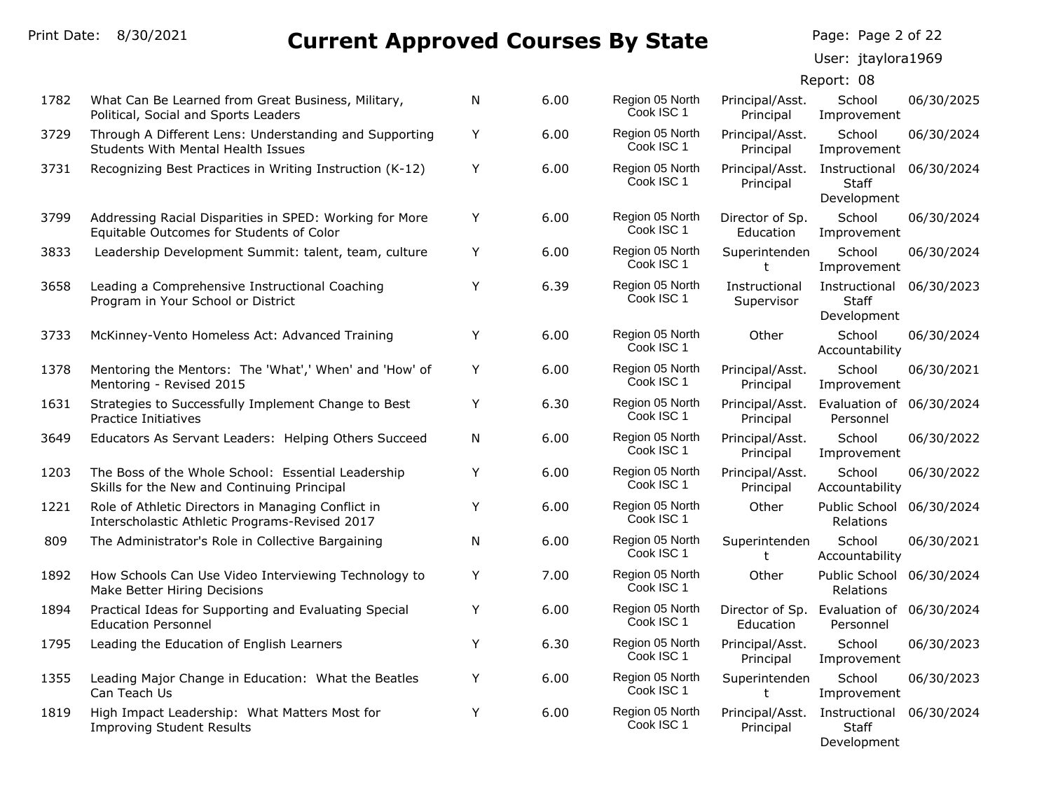# Current Approved Courses By State

Print Date: 8/30/2021

User: jtaylora1969

Report: 08

| | | | | | | | |
|---|---|---|---|---|---|---|---|
| 1782 | What Can Be Learned from Great Business, Military, Political, Social and Sports Leaders | N | 6.00 | Region 05 North Cook ISC 1 | Principal/Asst. Principal | School Improvement | 06/30/2025 |
| 3729 | Through A Different Lens: Understanding and Supporting Students With Mental Health Issues | Y | 6.00 | Region 05 North Cook ISC 1 | Principal/Asst. Principal | School Improvement | 06/30/2024 |
| 3731 | Recognizing Best Practices in Writing Instruction (K-12) | Y | 6.00 | Region 05 North Cook ISC 1 | Principal/Asst. Principal | Instructional Staff Development | 06/30/2024 |
| 3799 | Addressing Racial Disparities in SPED: Working for More Equitable Outcomes for Students of Color | Y | 6.00 | Region 05 North Cook ISC 1 | Director of Sp. Education | School Improvement | 06/30/2024 |
| 3833 | Leadership Development Summit: talent, team, culture | Y | 6.00 | Region 05 North Cook ISC 1 | Superintendent | School Improvement | 06/30/2024 |
| 3658 | Leading a Comprehensive Instructional Coaching Program in Your School or District | Y | 6.39 | Region 05 North Cook ISC 1 | Instructional Supervisor | Instructional Staff Development | 06/30/2023 |
| 3733 | McKinney-Vento Homeless Act: Advanced Training | Y | 6.00 | Region 05 North Cook ISC 1 | Other | School Accountability | 06/30/2024 |
| 1378 | Mentoring the Mentors: The 'What',' When' and 'How' of Mentoring - Revised 2015 | Y | 6.00 | Region 05 North Cook ISC 1 | Principal/Asst. Principal | School Improvement | 06/30/2021 |
| 1631 | Strategies to Successfully Implement Change to Best Practice Initiatives | Y | 6.30 | Region 05 North Cook ISC 1 | Principal/Asst. Principal | Evaluation of Personnel | 06/30/2024 |
| 3649 | Educators As Servant Leaders: Helping Others Succeed | N | 6.00 | Region 05 North Cook ISC 1 | Principal/Asst. Principal | School Improvement | 06/30/2022 |
| 1203 | The Boss of the Whole School: Essential Leadership Skills for the New and Continuing Principal | Y | 6.00 | Region 05 North Cook ISC 1 | Principal/Asst. Principal | School Accountability | 06/30/2022 |
| 1221 | Role of Athletic Directors in Managing Conflict in Interscholastic Athletic Programs-Revised 2017 | Y | 6.00 | Region 05 North Cook ISC 1 | Other | Public School Relations | 06/30/2024 |
| 809 | The Administrator's Role in Collective Bargaining | N | 6.00 | Region 05 North Cook ISC 1 | Superintendent | School Accountability | 06/30/2021 |
| 1892 | How Schools Can Use Video Interviewing Technology to Make Better Hiring Decisions | Y | 7.00 | Region 05 North Cook ISC 1 | Other | Public School Relations | 06/30/2024 |
| 1894 | Practical Ideas for Supporting and Evaluating Special Education Personnel | Y | 6.00 | Region 05 North Cook ISC 1 | Director of Sp. Education | Evaluation of Personnel | 06/30/2024 |
| 1795 | Leading the Education of English Learners | Y | 6.30 | Region 05 North Cook ISC 1 | Principal/Asst. Principal | School Improvement | 06/30/2023 |
| 1355 | Leading Major Change in Education: What the Beatles Can Teach Us | Y | 6.00 | Region 05 North Cook ISC 1 | Superintendent | School Improvement | 06/30/2023 |
| 1819 | High Impact Leadership: What Matters Most for Improving Student Results | Y | 6.00 | Region 05 North Cook ISC 1 | Principal/Asst. Principal | Instructional Staff Development | 06/30/2024 |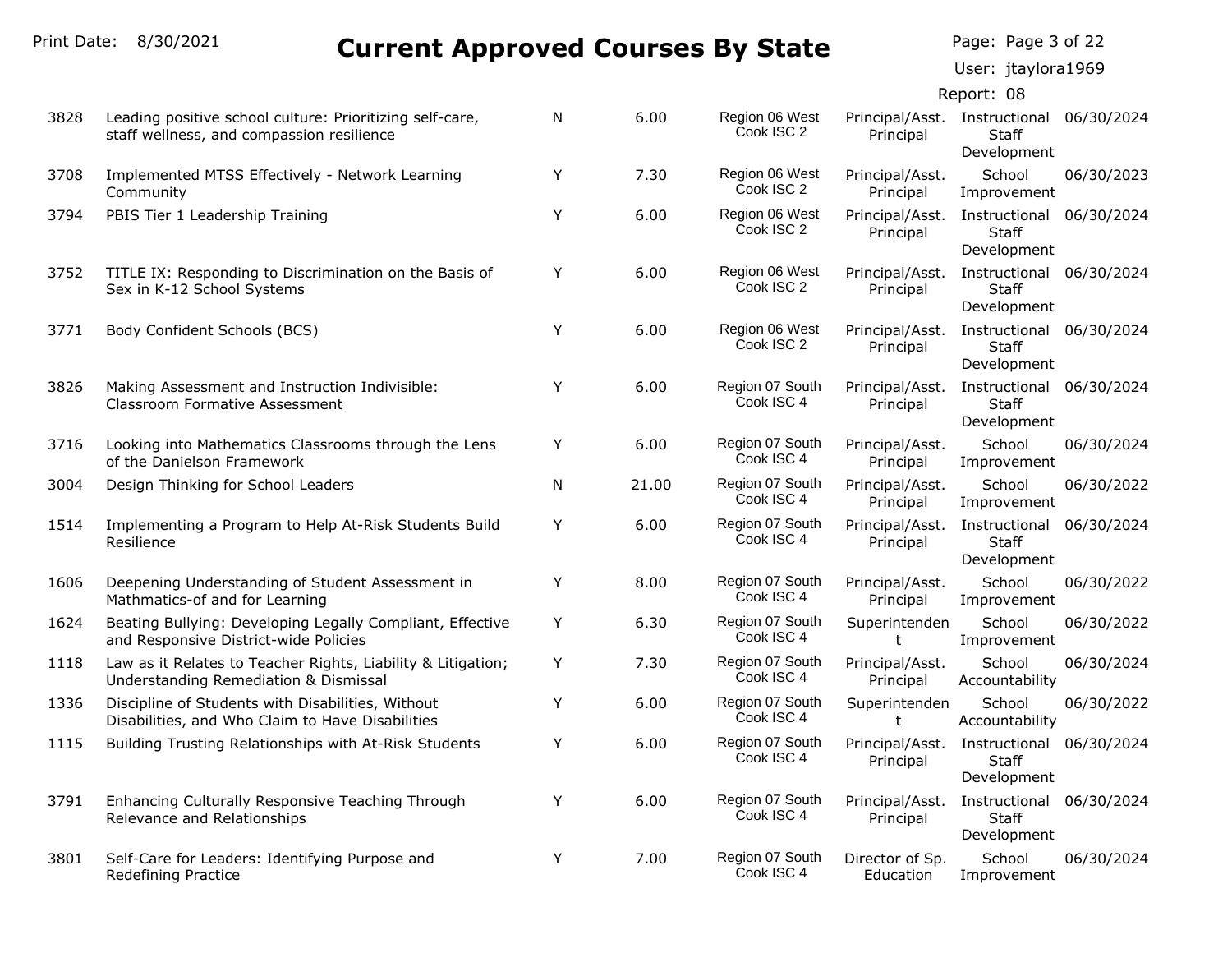# Current Approved Courses By State

| | | | | | | | |
|---|---|---|---|---|---|---|---|
| 3828 | Leading positive school culture: Prioritizing self-care, staff wellness, and compassion resilience | N | 6.00 | Region 06 West Cook ISC 2 | Principal/Asst. Principal | Instructional Staff Development | 06/30/2024 |
| 3708 | Implemented MTSS Effectively - Network Learning Community | Y | 7.30 | Region 06 West Cook ISC 2 | Principal/Asst. Principal | School Improvement | 06/30/2023 |
| 3794 | PBIS Tier 1 Leadership Training | Y | 6.00 | Region 06 West Cook ISC 2 | Principal/Asst. Principal | Instructional Staff Development | 06/30/2024 |
| 3752 | TITLE IX: Responding to Discrimination on the Basis of Sex in K-12 School Systems | Y | 6.00 | Region 06 West Cook ISC 2 | Principal/Asst. Principal | Instructional Staff Development | 06/30/2024 |
| 3771 | Body Confident Schools (BCS) | Y | 6.00 | Region 06 West Cook ISC 2 | Principal/Asst. Principal | Instructional Staff Development | 06/30/2024 |
| 3826 | Making Assessment and Instruction Indivisible: Classroom Formative Assessment | Y | 6.00 | Region 07 South Cook ISC 4 | Principal/Asst. Principal | Instructional Staff Development | 06/30/2024 |
| 3716 | Looking into Mathematics Classrooms through the Lens of the Danielson Framework | Y | 6.00 | Region 07 South Cook ISC 4 | Principal/Asst. Principal | School Improvement | 06/30/2024 |
| 3004 | Design Thinking for School Leaders | N | 21.00 | Region 07 South Cook ISC 4 | Principal/Asst. Principal | School Improvement | 06/30/2022 |
| 1514 | Implementing a Program to Help At-Risk Students Build Resilience | Y | 6.00 | Region 07 South Cook ISC 4 | Principal/Asst. Principal | Instructional Staff Development | 06/30/2024 |
| 1606 | Deepening Understanding of Student Assessment in Mathmatics-of and for Learning | Y | 8.00 | Region 07 South Cook ISC 4 | Principal/Asst. Principal | School Improvement | 06/30/2022 |
| 1624 | Beating Bullying: Developing Legally Compliant, Effective and Responsive District-wide Policies | Y | 6.30 | Region 07 South Cook ISC 4 | Superintendent | School Improvement | 06/30/2022 |
| 1118 | Law as it Relates to Teacher Rights, Liability & Litigation; Understanding Remediation & Dismissal | Y | 7.30 | Region 07 South Cook ISC 4 | Principal/Asst. Principal | School Accountability | 06/30/2024 |
| 1336 | Discipline of Students with Disabilities, Without Disabilities, and Who Claim to Have Disabilities | Y | 6.00 | Region 07 South Cook ISC 4 | Superintendent | School Accountability | 06/30/2022 |
| 1115 | Building Trusting Relationships with At-Risk Students | Y | 6.00 | Region 07 South Cook ISC 4 | Principal/Asst. Principal | Instructional Staff Development | 06/30/2024 |
| 3791 | Enhancing Culturally Responsive Teaching Through Relevance and Relationships | Y | 6.00 | Region 07 South Cook ISC 4 | Principal/Asst. Principal | Instructional Staff Development | 06/30/2024 |
| 3801 | Self-Care for Leaders: Identifying Purpose and Redefining Practice | Y | 7.00 | Region 07 South Cook ISC 4 | Director of Sp. Education | School Improvement | 06/30/2024 |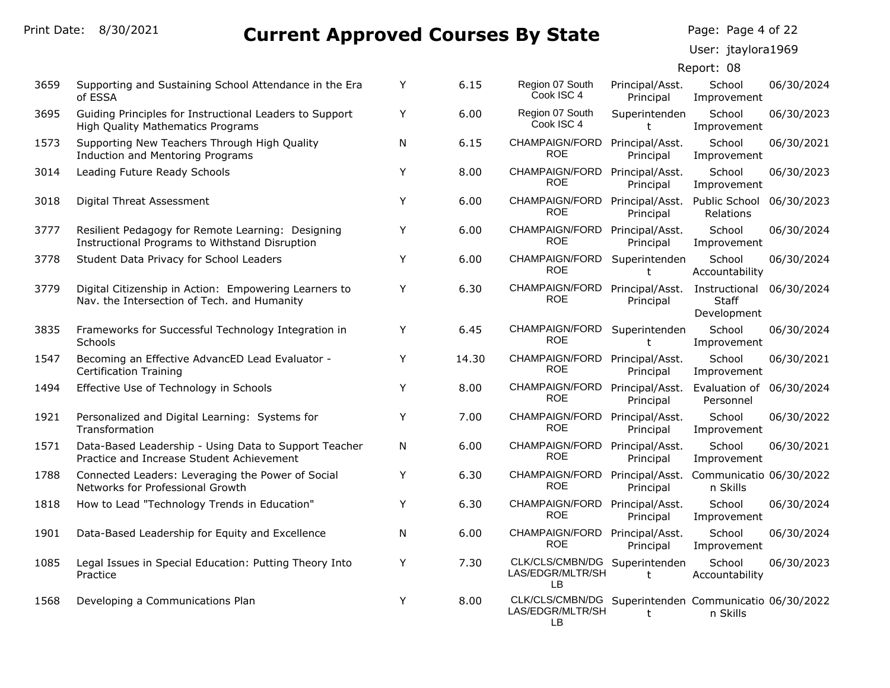# Current Approved Courses By State

| | | | | | | | |
|---|---|---|---|---|---|---|---|
| 3659 | Supporting and Sustaining School Attendance in the Era of ESSA | Y | 6.15 | Region 07 South Cook ISC 4 | Principal/Asst. Principal | School Improvement | 06/30/2024 |
| 3695 | Guiding Principles for Instructional Leaders to Support High Quality Mathematics Programs | Y | 6.00 | Region 07 South Cook ISC 4 | Superintendent | School Improvement | 06/30/2023 |
| 1573 | Supporting New Teachers Through High Quality Induction and Mentoring Programs | N | 6.15 | CHAMPAIGN/FORD ROE | Principal/Asst. Principal | School Improvement | 06/30/2021 |
| 3014 | Leading Future Ready Schools | Y | 8.00 | CHAMPAIGN/FORD ROE | Principal/Asst. Principal | School Improvement | 06/30/2023 |
| 3018 | Digital Threat Assessment | Y | 6.00 | CHAMPAIGN/FORD ROE | Principal/Asst. Principal | Public School Relations | 06/30/2023 |
| 3777 | Resilient Pedagogy for Remote Learning: Designing Instructional Programs to Withstand Disruption | Y | 6.00 | CHAMPAIGN/FORD ROE | Principal/Asst. Principal | School Improvement | 06/30/2024 |
| 3778 | Student Data Privacy for School Leaders | Y | 6.00 | CHAMPAIGN/FORD ROE | Superintendent | School Accountability | 06/30/2024 |
| 3779 | Digital Citizenship in Action: Empowering Learners to Nav. the Intersection of Tech. and Humanity | Y | 6.30 | CHAMPAIGN/FORD ROE | Principal/Asst. Principal | Instructional Staff Development | 06/30/2024 |
| 3835 | Frameworks for Successful Technology Integration in Schools | Y | 6.45 | CHAMPAIGN/FORD ROE | Superintendent | School Improvement | 06/30/2024 |
| 1547 | Becoming an Effective AdvancED Lead Evaluator - Certification Training | Y | 14.30 | CHAMPAIGN/FORD ROE | Principal/Asst. Principal | School Improvement | 06/30/2021 |
| 1494 | Effective Use of Technology in Schools | Y | 8.00 | CHAMPAIGN/FORD ROE | Principal/Asst. Principal | Evaluation of Personnel | 06/30/2024 |
| 1921 | Personalized and Digital Learning: Systems for Transformation | Y | 7.00 | CHAMPAIGN/FORD ROE | Principal/Asst. Principal | School Improvement | 06/30/2022 |
| 1571 | Data-Based Leadership - Using Data to Support Teacher Practice and Increase Student Achievement | N | 6.00 | CHAMPAIGN/FORD ROE | Principal/Asst. Principal | School Improvement | 06/30/2021 |
| 1788 | Connected Leaders: Leveraging the Power of Social Networks for Professional Growth | Y | 6.30 | CHAMPAIGN/FORD ROE | Principal/Asst. Principal | Communication Skills | 06/30/2022 |
| 1818 | How to Lead "Technology Trends in Education" | Y | 6.30 | CHAMPAIGN/FORD ROE | Principal/Asst. Principal | School Improvement | 06/30/2024 |
| 1901 | Data-Based Leadership for Equity and Excellence | N | 6.00 | CHAMPAIGN/FORD ROE | Principal/Asst. Principal | School Improvement | 06/30/2024 |
| 1085 | Legal Issues in Special Education: Putting Theory Into Practice | Y | 7.30 | CLK/CLS/CMBN/DGLAS/EDGR/MLTR/SHLB | Superintendent | School Accountability | 06/30/2023 |
| 1568 | Developing a Communications Plan | Y | 8.00 | CLK/CLS/CMBN/DGLAS/EDGR/MLTR/SHLB | Superintendent | Communication Skills | 06/30/2022 |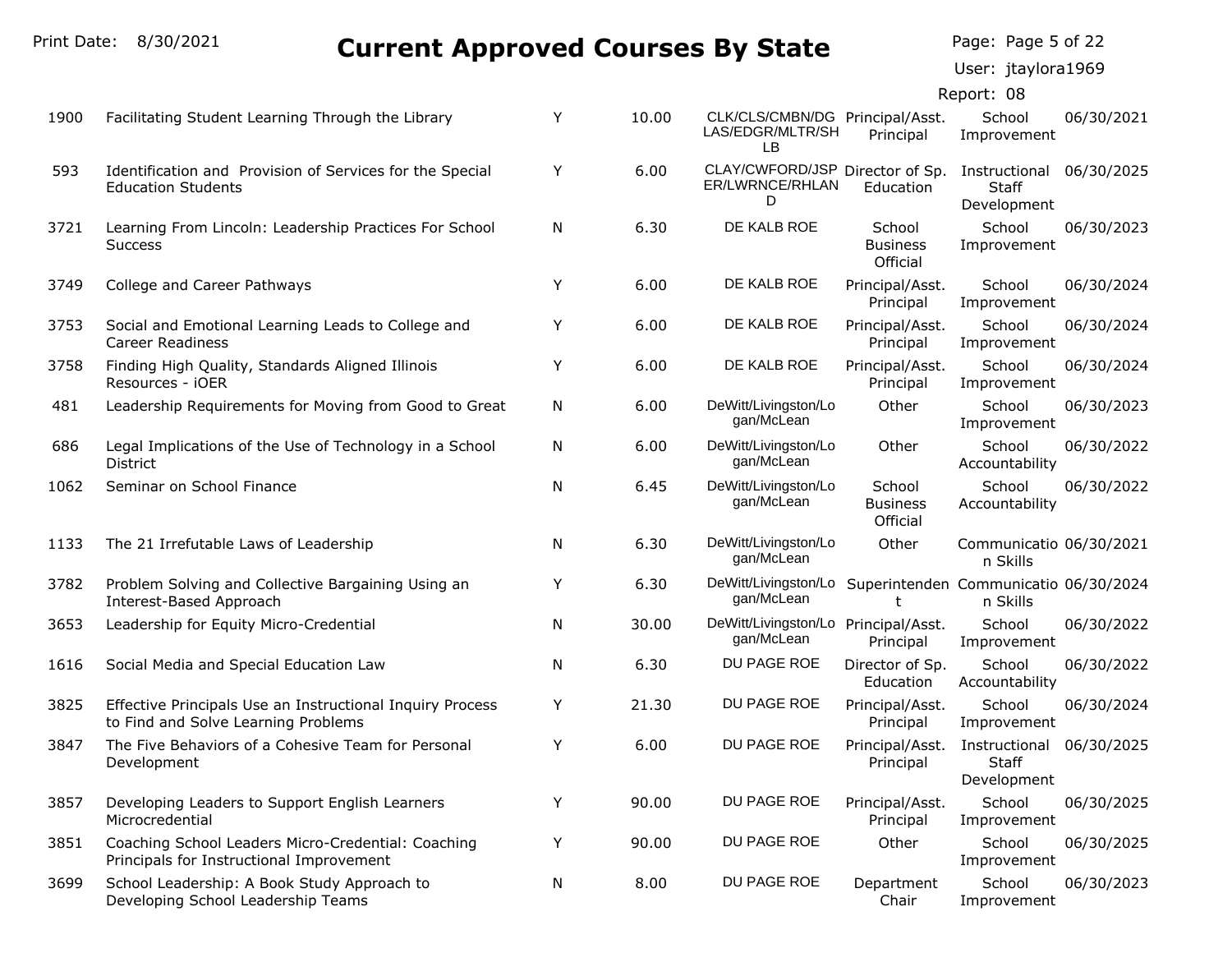# Current Approved Courses By State

| | | | | | | | |
|---|---|---|---|---|---|---|---|
| 1900 | Facilitating Student Learning Through the Library | Y | 10.00 | CLK/CLS/CMBN/DGLAS/EDGR/MLTR/SHLB | Principal/Asst. Principal | School Improvement | 06/30/2021 |
| 593 | Identification and Provision of Services for the Special Education Students | Y | 6.00 | CLAY/CWFORD/JSPER/LWRNCE/RHLAND | Director of Sp. Education | Instructional Staff Development | 06/30/2025 |
| 3721 | Learning From Lincoln: Leadership Practices For School Success | N | 6.30 | DE KALB ROE | School Business Official | School Improvement | 06/30/2023 |
| 3749 | College and Career Pathways | Y | 6.00 | DE KALB ROE | Principal/Asst. Principal | School Improvement | 06/30/2024 |
| 3753 | Social and Emotional Learning Leads to College and Career Readiness | Y | 6.00 | DE KALB ROE | Principal/Asst. Principal | School Improvement | 06/30/2024 |
| 3758 | Finding High Quality, Standards Aligned Illinois Resources - iOER | Y | 6.00 | DE KALB ROE | Principal/Asst. Principal | School Improvement | 06/30/2024 |
| 481 | Leadership Requirements for Moving from Good to Great | N | 6.00 | DeWitt/Livingston/Logan/McLean | Other | School Improvement | 06/30/2023 |
| 686 | Legal Implications of the Use of Technology in a School District | N | 6.00 | DeWitt/Livingston/Logan/McLean | Other | School Accountability | 06/30/2022 |
| 1062 | Seminar on School Finance | N | 6.45 | DeWitt/Livingston/Logan/McLean | School Business Official | School Accountability | 06/30/2022 |
| 1133 | The 21 Irrefutable Laws of Leadership | N | 6.30 | DeWitt/Livingston/Logan/McLean | Other | Communication Skills | 06/30/2021 |
| 3782 | Problem Solving and Collective Bargaining Using an Interest-Based Approach | Y | 6.30 | DeWitt/Livingston/Logan/McLean | Superintendent | Communication Skills | 06/30/2024 |
| 3653 | Leadership for Equity Micro-Credential | N | 30.00 | DeWitt/Livingston/Logan/McLean | Principal/Asst. Principal | School Improvement | 06/30/2022 |
| 1616 | Social Media and Special Education Law | N | 6.30 | DU PAGE ROE | Director of Sp. Education | School Accountability | 06/30/2022 |
| 3825 | Effective Principals Use an Instructional Inquiry Process to Find and Solve Learning Problems | Y | 21.30 | DU PAGE ROE | Principal/Asst. Principal | School Improvement | 06/30/2024 |
| 3847 | The Five Behaviors of a Cohesive Team for Personal Development | Y | 6.00 | DU PAGE ROE | Principal/Asst. Principal | Instructional Staff Development | 06/30/2025 |
| 3857 | Developing Leaders to Support English Learners Microcredential | Y | 90.00 | DU PAGE ROE | Principal/Asst. Principal | School Improvement | 06/30/2025 |
| 3851 | Coaching School Leaders Micro-Credential: Coaching Principals for Instructional Improvement | Y | 90.00 | DU PAGE ROE | Other | School Improvement | 06/30/2025 |
| 3699 | School Leadership: A Book Study Approach to Developing School Leadership Teams | N | 8.00 | DU PAGE ROE | Department Chair | School Improvement | 06/30/2023 |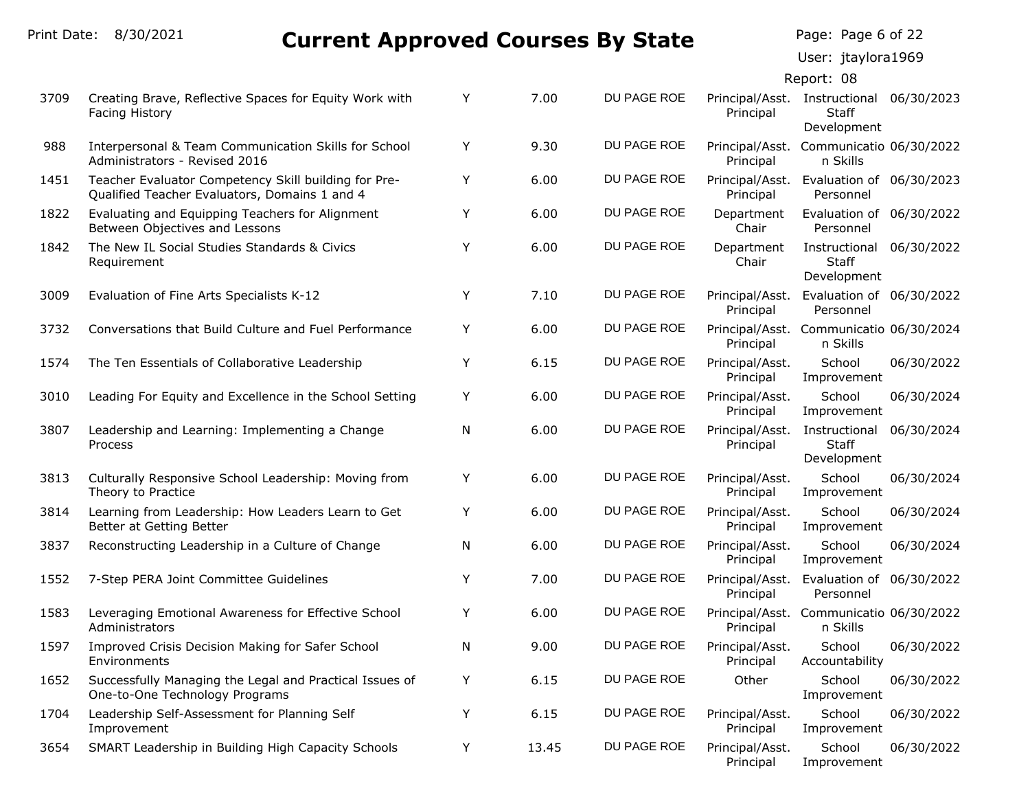# Current Approved Courses By State

| | | | | | | | |
|---|---|---|---|---|---|---|---|
| 3709 | Creating Brave, Reflective Spaces for Equity Work with Facing History | Y | 7.00 | DU PAGE ROE | Principal/Asst. Principal | Instructional Staff Development | 06/30/2023 |
| 988 | Interpersonal & Team Communication Skills for School Administrators - Revised 2016 | Y | 9.30 | DU PAGE ROE | Principal/Asst. Principal | Communication Skills | 06/30/2022 |
| 1451 | Teacher Evaluator Competency Skill building for Pre-Qualified Teacher Evaluators, Domains 1 and 4 | Y | 6.00 | DU PAGE ROE | Principal/Asst. Principal | Evaluation of Personnel | 06/30/2023 |
| 1822 | Evaluating and Equipping Teachers for Alignment Between Objectives and Lessons | Y | 6.00 | DU PAGE ROE | Department Chair | Evaluation of Personnel | 06/30/2022 |
| 1842 | The New IL Social Studies Standards & Civics Requirement | Y | 6.00 | DU PAGE ROE | Department Chair | Instructional Staff Development | 06/30/2022 |
| 3009 | Evaluation of Fine Arts Specialists K-12 | Y | 7.10 | DU PAGE ROE | Principal/Asst. Principal | Evaluation of Personnel | 06/30/2022 |
| 3732 | Conversations that Build Culture and Fuel Performance | Y | 6.00 | DU PAGE ROE | Principal/Asst. Principal | Communication Skills | 06/30/2024 |
| 1574 | The Ten Essentials of Collaborative Leadership | Y | 6.15 | DU PAGE ROE | Principal/Asst. Principal | School Improvement | 06/30/2022 |
| 3010 | Leading For Equity and Excellence in the School Setting | Y | 6.00 | DU PAGE ROE | Principal/Asst. Principal | School Improvement | 06/30/2024 |
| 3807 | Leadership and Learning: Implementing a Change Process | N | 6.00 | DU PAGE ROE | Principal/Asst. Principal | Instructional Staff Development | 06/30/2024 |
| 3813 | Culturally Responsive School Leadership: Moving from Theory to Practice | Y | 6.00 | DU PAGE ROE | Principal/Asst. Principal | School Improvement | 06/30/2024 |
| 3814 | Learning from Leadership: How Leaders Learn to Get Better at Getting Better | Y | 6.00 | DU PAGE ROE | Principal/Asst. Principal | School Improvement | 06/30/2024 |
| 3837 | Reconstructing Leadership in a Culture of Change | N | 6.00 | DU PAGE ROE | Principal/Asst. Principal | School Improvement | 06/30/2024 |
| 1552 | 7-Step PERA Joint Committee Guidelines | Y | 7.00 | DU PAGE ROE | Principal/Asst. Principal | Evaluation of Personnel | 06/30/2022 |
| 1583 | Leveraging Emotional Awareness for Effective School Administrators | Y | 6.00 | DU PAGE ROE | Principal/Asst. Principal | Communication Skills | 06/30/2022 |
| 1597 | Improved Crisis Decision Making for Safer School Environments | N | 9.00 | DU PAGE ROE | Principal/Asst. Principal | School Accountability | 06/30/2022 |
| 1652 | Successfully Managing the Legal and Practical Issues of One-to-One Technology Programs | Y | 6.15 | DU PAGE ROE | Other | School Improvement | 06/30/2022 |
| 1704 | Leadership Self-Assessment for Planning Self Improvement | Y | 6.15 | DU PAGE ROE | Principal/Asst. Principal | School Improvement | 06/30/2022 |
| 3654 | SMART Leadership in Building High Capacity Schools | Y | 13.45 | DU PAGE ROE | Principal/Asst. Principal | School Improvement | 06/30/2022 |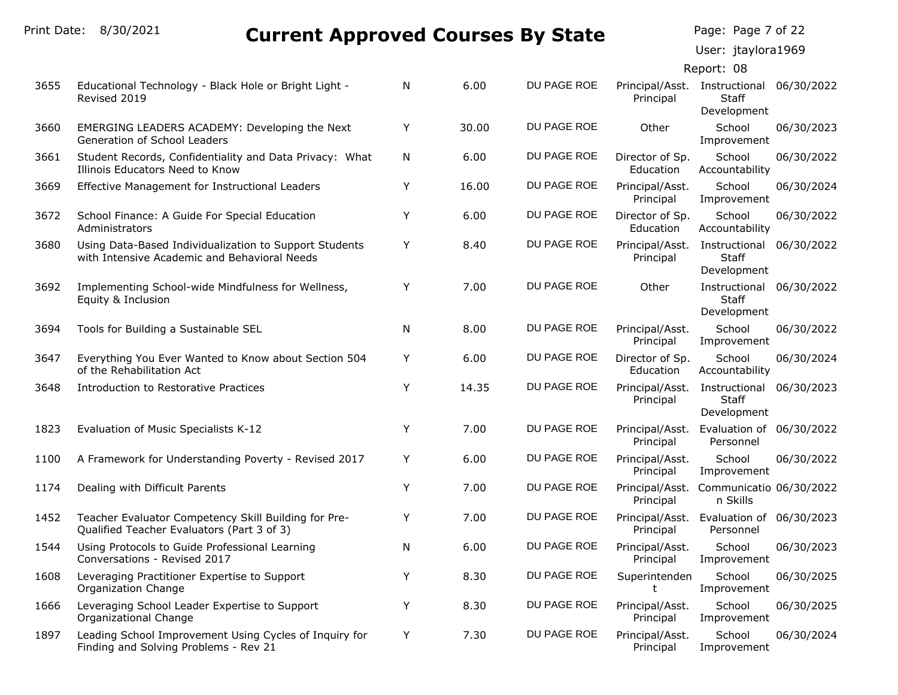# Current Approved Courses By State

| | | | | | | | |
|---|---|---|---|---|---|---|---|
| 3655 | Educational Technology - Black Hole or Bright Light - Revised 2019 | N | 6.00 | DU PAGE ROE | Principal/Asst. Principal | Instructional Staff Development | 06/30/2022 |
| 3660 | EMERGING LEADERS ACADEMY: Developing the Next Generation of School Leaders | Y | 30.00 | DU PAGE ROE | Other | School Improvement | 06/30/2023 |
| 3661 | Student Records, Confidentiality and Data Privacy: What Illinois Educators Need to Know | N | 6.00 | DU PAGE ROE | Director of Sp. Education | School Accountability | 06/30/2022 |
| 3669 | Effective Management for Instructional Leaders | Y | 16.00 | DU PAGE ROE | Principal/Asst. Principal | School Improvement | 06/30/2024 |
| 3672 | School Finance: A Guide For Special Education Administrators | Y | 6.00 | DU PAGE ROE | Director of Sp. Education | School Accountability | 06/30/2022 |
| 3680 | Using Data-Based Individualization to Support Students with Intensive Academic and Behavioral Needs | Y | 8.40 | DU PAGE ROE | Principal/Asst. Principal | Instructional Staff Development | 06/30/2022 |
| 3692 | Implementing School-wide Mindfulness for Wellness, Equity & Inclusion | Y | 7.00 | DU PAGE ROE | Other | Instructional Staff Development | 06/30/2022 |
| 3694 | Tools for Building a Sustainable SEL | N | 8.00 | DU PAGE ROE | Principal/Asst. Principal | School Improvement | 06/30/2022 |
| 3647 | Everything You Ever Wanted to Know about Section 504 of the Rehabilitation Act | Y | 6.00 | DU PAGE ROE | Director of Sp. Education | School Accountability | 06/30/2024 |
| 3648 | Introduction to Restorative Practices | Y | 14.35 | DU PAGE ROE | Principal/Asst. Principal | Instructional Staff Development | 06/30/2023 |
| 1823 | Evaluation of Music Specialists K-12 | Y | 7.00 | DU PAGE ROE | Principal/Asst. Principal | Evaluation of Personnel | 06/30/2022 |
| 1100 | A Framework for Understanding Poverty - Revised 2017 | Y | 6.00 | DU PAGE ROE | Principal/Asst. Principal | School Improvement | 06/30/2022 |
| 1174 | Dealing with Difficult Parents | Y | 7.00 | DU PAGE ROE | Principal/Asst. Principal | Communication Skills | 06/30/2022 |
| 1452 | Teacher Evaluator Competency Skill Building for Pre-Qualified Teacher Evaluators (Part 3 of 3) | Y | 7.00 | DU PAGE ROE | Principal/Asst. Principal | Evaluation of Personnel | 06/30/2023 |
| 1544 | Using Protocols to Guide Professional Learning Conversations - Revised 2017 | N | 6.00 | DU PAGE ROE | Principal/Asst. Principal | School Improvement | 06/30/2023 |
| 1608 | Leveraging Practitioner Expertise to Support Organization Change | Y | 8.30 | DU PAGE ROE | Superintendent | School Improvement | 06/30/2025 |
| 1666 | Leveraging School Leader Expertise to Support Organizational Change | Y | 8.30 | DU PAGE ROE | Principal/Asst. Principal | School Improvement | 06/30/2025 |
| 1897 | Leading School Improvement Using Cycles of Inquiry for Finding and Solving Problems - Rev 21 | Y | 7.30 | DU PAGE ROE | Principal/Asst. Principal | School Improvement | 06/30/2024 |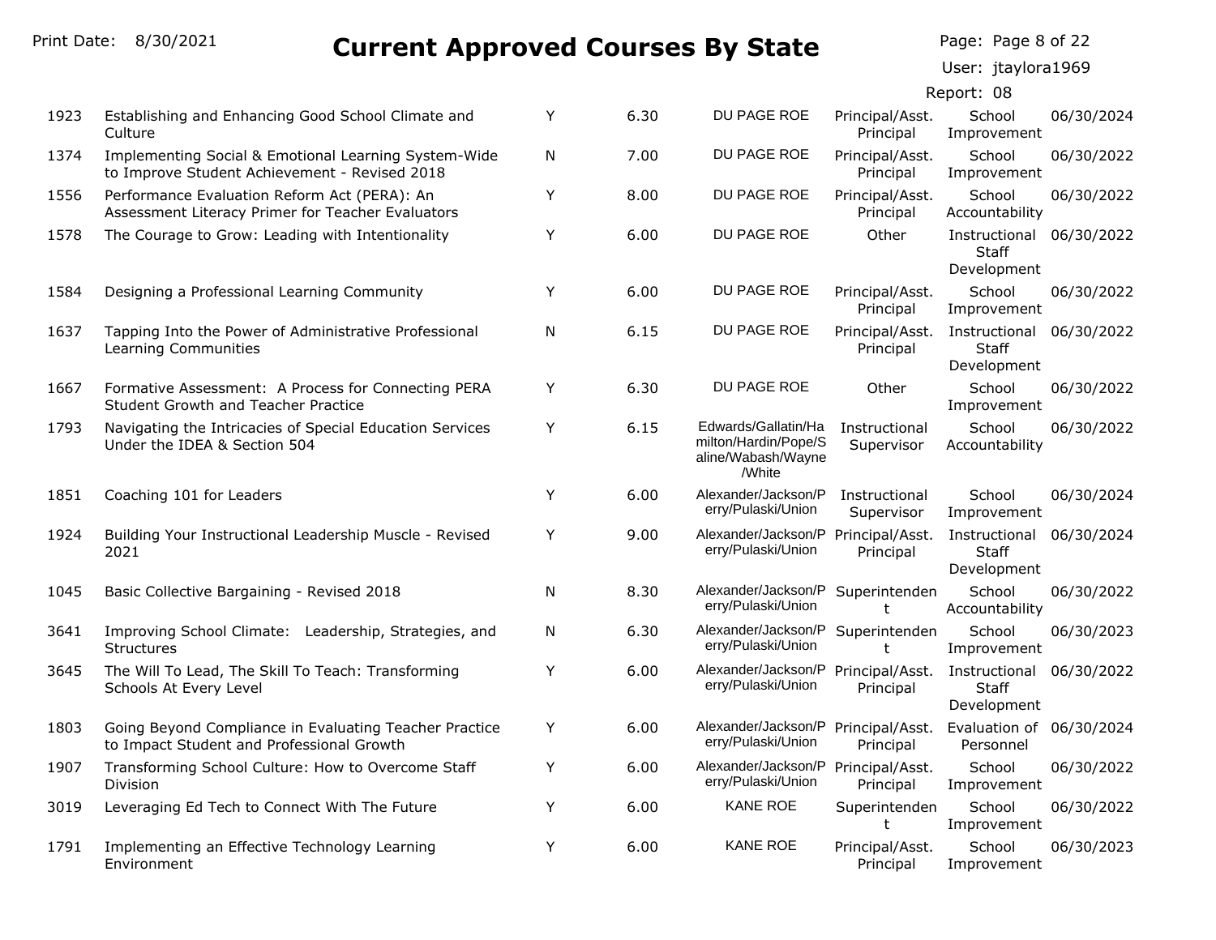# Current Approved Courses By State

| | | | | | | | |
|---|---|---|---|---|---|---|---|
| 1923 | Establishing and Enhancing Good School Climate and Culture | Y | 6.30 | DU PAGE ROE | Principal/Asst. Principal | School Improvement | 06/30/2024 |
| 1374 | Implementing Social & Emotional Learning System-Wide to Improve Student Achievement - Revised 2018 | N | 7.00 | DU PAGE ROE | Principal/Asst. Principal | School Improvement | 06/30/2022 |
| 1556 | Performance Evaluation Reform Act (PERA): An Assessment Literacy Primer for Teacher Evaluators | Y | 8.00 | DU PAGE ROE | Principal/Asst. Principal | School Accountability | 06/30/2022 |
| 1578 | The Courage to Grow: Leading with Intentionality | Y | 6.00 | DU PAGE ROE | Other | Instructional Staff Development | 06/30/2022 |
| 1584 | Designing a Professional Learning Community | Y | 6.00 | DU PAGE ROE | Principal/Asst. Principal | School Improvement | 06/30/2022 |
| 1637 | Tapping Into the Power of Administrative Professional Learning Communities | N | 6.15 | DU PAGE ROE | Principal/Asst. Principal | Instructional Staff Development | 06/30/2022 |
| 1667 | Formative Assessment: A Process for Connecting PERA Student Growth and Teacher Practice | Y | 6.30 | DU PAGE ROE | Other | School Improvement | 06/30/2022 |
| 1793 | Navigating the Intricacies of Special Education Services Under the IDEA & Section 504 | Y | 6.15 | Edwards/Gallatin/Hamilton/Hardin/Pope/Saline/Wabash/Wayne/White | Instructional Supervisor | School Accountability | 06/30/2022 |
| 1851 | Coaching 101 for Leaders | Y | 6.00 | Alexander/Jackson/Perry/Pulaski/Union | Instructional Supervisor | School Improvement | 06/30/2024 |
| 1924 | Building Your Instructional Leadership Muscle - Revised 2021 | Y | 9.00 | Alexander/Jackson/Perry/Pulaski/Union | Principal/Asst. Principal | Instructional Staff Development | 06/30/2024 |
| 1045 | Basic Collective Bargaining - Revised 2018 | N | 8.30 | Alexander/Jackson/Perry/Pulaski/Union | Superintendent | School Accountability | 06/30/2022 |
| 3641 | Improving School Climate: Leadership, Strategies, and Structures | N | 6.30 | Alexander/Jackson/Perry/Pulaski/Union | Superintendent | School Improvement | 06/30/2023 |
| 3645 | The Will To Lead, The Skill To Teach: Transforming Schools At Every Level | Y | 6.00 | Alexander/Jackson/Perry/Pulaski/Union | Principal/Asst. Principal | Instructional Staff Development | 06/30/2022 |
| 1803 | Going Beyond Compliance in Evaluating Teacher Practice to Impact Student and Professional Growth | Y | 6.00 | Alexander/Jackson/Perry/Pulaski/Union | Principal/Asst. Principal | Evaluation of Personnel | 06/30/2024 |
| 1907 | Transforming School Culture: How to Overcome Staff Division | Y | 6.00 | Alexander/Jackson/Perry/Pulaski/Union | Principal/Asst. Principal | School Improvement | 06/30/2022 |
| 3019 | Leveraging Ed Tech to Connect With The Future | Y | 6.00 | KANE ROE | Superintendent | School Improvement | 06/30/2022 |
| 1791 | Implementing an Effective Technology Learning Environment | Y | 6.00 | KANE ROE | Principal/Asst. Principal | School Improvement | 06/30/2023 |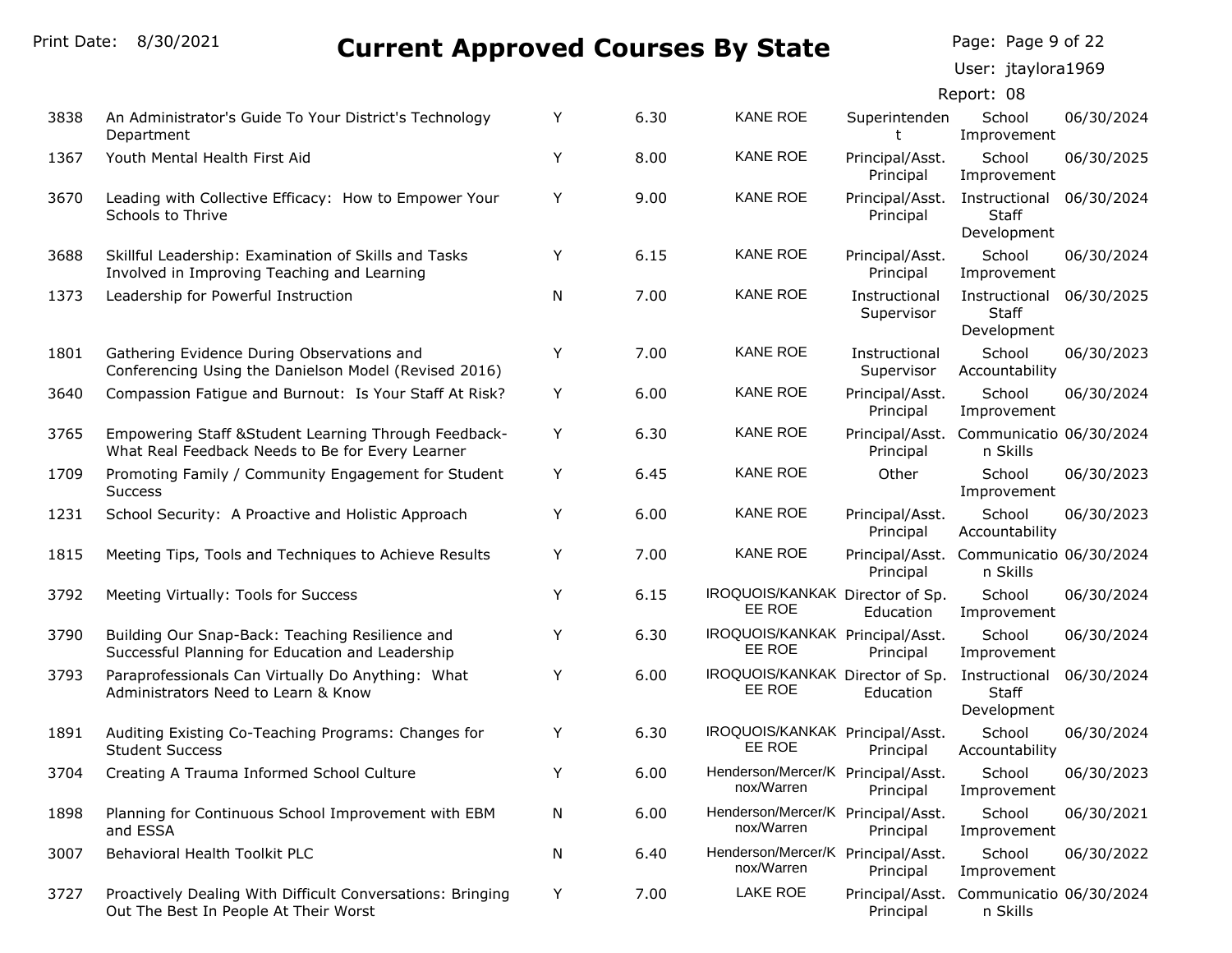# Current Approved Courses By State

Print Date: 8/30/2021

User: jtaylora1969

Report: 08

| | | | | | | | |
|---|---|---|---|---|---|---|---|
| 3838 | An Administrator's Guide To Your District's Technology Department | Y | 6.30 | KANE ROE | Superintendent | School Improvement | 06/30/2024 |
| 1367 | Youth Mental Health First Aid | Y | 8.00 | KANE ROE | Principal/Asst. Principal | School Improvement | 06/30/2025 |
| 3670 | Leading with Collective Efficacy: How to Empower Your Schools to Thrive | Y | 9.00 | KANE ROE | Principal/Asst. Principal | Instructional Staff Development | 06/30/2024 |
| 3688 | Skillful Leadership: Examination of Skills and Tasks Involved in Improving Teaching and Learning | Y | 6.15 | KANE ROE | Principal/Asst. Principal | School Improvement | 06/30/2024 |
| 1373 | Leadership for Powerful Instruction | N | 7.00 | KANE ROE | Instructional Supervisor | Instructional Staff Development | 06/30/2025 |
| 1801 | Gathering Evidence During Observations and Conferencing Using the Danielson Model (Revised 2016) | Y | 7.00 | KANE ROE | Instructional Supervisor | School Accountability | 06/30/2023 |
| 3640 | Compassion Fatigue and Burnout: Is Your Staff At Risk? | Y | 6.00 | KANE ROE | Principal/Asst. Principal | School Improvement | 06/30/2024 |
| 3765 | Empowering Staff &Student Learning Through Feedback- What Real Feedback Needs to Be for Every Learner | Y | 6.30 | KANE ROE | Principal/Asst. Principal | Communication Skills | 06/30/2024 |
| 1709 | Promoting Family / Community Engagement for Student Success | Y | 6.45 | KANE ROE | Other | School Improvement | 06/30/2023 |
| 1231 | School Security: A Proactive and Holistic Approach | Y | 6.00 | KANE ROE | Principal/Asst. Principal | School Accountability | 06/30/2023 |
| 1815 | Meeting Tips, Tools and Techniques to Achieve Results | Y | 7.00 | KANE ROE | Principal/Asst. Principal | Communication Skills | 06/30/2024 |
| 3792 | Meeting Virtually: Tools for Success | Y | 6.15 | IROQUOIS/KANKAKEE ROE | Director of Sp. Education | School Improvement | 06/30/2024 |
| 3790 | Building Our Snap-Back: Teaching Resilience and Successful Planning for Education and Leadership | Y | 6.30 | IROQUOIS/KANKAKEE ROE | Principal/Asst. Principal | School Improvement | 06/30/2024 |
| 3793 | Paraprofessionals Can Virtually Do Anything: What Administrators Need to Learn & Know | Y | 6.00 | IROQUOIS/KANKAKEE ROE | Director of Sp. Education | Instructional Staff Development | 06/30/2024 |
| 1891 | Auditing Existing Co-Teaching Programs: Changes for Student Success | Y | 6.30 | IROQUOIS/KANKAKEE ROE | Principal/Asst. Principal | School Accountability | 06/30/2024 |
| 3704 | Creating A Trauma Informed School Culture | Y | 6.00 | Henderson/Mercer/Knox/Warren | Principal/Asst. Principal | School Improvement | 06/30/2023 |
| 1898 | Planning for Continuous School Improvement with EBM and ESSA | N | 6.00 | Henderson/Mercer/Knox/Warren | Principal/Asst. Principal | School Improvement | 06/30/2021 |
| 3007 | Behavioral Health Toolkit PLC | N | 6.40 | Henderson/Mercer/Knox/Warren | Principal/Asst. Principal | School Improvement | 06/30/2022 |
| 3727 | Proactively Dealing With Difficult Conversations: Bringing Out The Best In People At Their Worst | Y | 7.00 | LAKE ROE | Principal/Asst. Principal | Communication Skills | 06/30/2024 |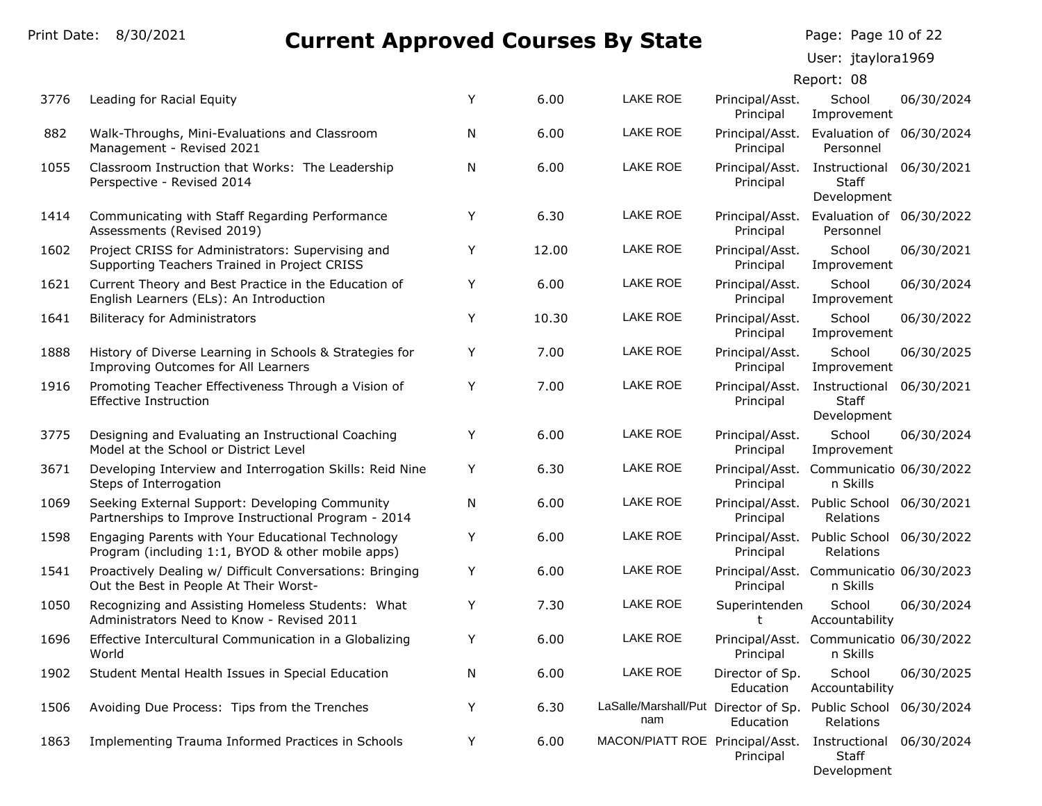# Current Approved Courses By State

Report: 08

| | | | | | | | |
|---|---|---|---|---|---|---|---|
| 3776 | Leading for Racial Equity | Y | 6.00 | LAKE ROE | Principal/Asst. Principal | School Improvement | 06/30/2024 |
| 882 | Walk-Throughs, Mini-Evaluations and Classroom Management - Revised 2021 | N | 6.00 | LAKE ROE | Principal/Asst. Principal | Evaluation of Personnel | 06/30/2024 |
| 1055 | Classroom Instruction that Works: The Leadership Perspective - Revised 2014 | N | 6.00 | LAKE ROE | Principal/Asst. Principal | Instructional Staff Development | 06/30/2021 |
| 1414 | Communicating with Staff Regarding Performance Assessments (Revised 2019) | Y | 6.30 | LAKE ROE | Principal/Asst. Principal | Evaluation of Personnel | 06/30/2022 |
| 1602 | Project CRISS for Administrators: Supervising and Supporting Teachers Trained in Project CRISS | Y | 12.00 | LAKE ROE | Principal/Asst. Principal | School Improvement | 06/30/2021 |
| 1621 | Current Theory and Best Practice in the Education of English Learners (ELs): An Introduction | Y | 6.00 | LAKE ROE | Principal/Asst. Principal | School Improvement | 06/30/2024 |
| 1641 | Biliteracy for Administrators | Y | 10.30 | LAKE ROE | Principal/Asst. Principal | School Improvement | 06/30/2022 |
| 1888 | History of Diverse Learning in Schools & Strategies for Improving Outcomes for All Learners | Y | 7.00 | LAKE ROE | Principal/Asst. Principal | School Improvement | 06/30/2025 |
| 1916 | Promoting Teacher Effectiveness Through a Vision of Effective Instruction | Y | 7.00 | LAKE ROE | Principal/Asst. Principal | Instructional Staff Development | 06/30/2021 |
| 3775 | Designing and Evaluating an Instructional Coaching Model at the School or District Level | Y | 6.00 | LAKE ROE | Principal/Asst. Principal | School Improvement | 06/30/2024 |
| 3671 | Developing Interview and Interrogation Skills: Reid Nine Steps of Interrogation | Y | 6.30 | LAKE ROE | Principal/Asst. Principal | Communication Skills | 06/30/2022 |
| 1069 | Seeking External Support: Developing Community Partnerships to Improve Instructional Program - 2014 | N | 6.00 | LAKE ROE | Principal/Asst. Principal | Public School Relations | 06/30/2021 |
| 1598 | Engaging Parents with Your Educational Technology Program (including 1:1, BYOD & other mobile apps) | Y | 6.00 | LAKE ROE | Principal/Asst. Principal | Public School Relations | 06/30/2022 |
| 1541 | Proactively Dealing w/ Difficult Conversations: Bringing Out the Best in People At Their Worst- | Y | 6.00 | LAKE ROE | Principal/Asst. Principal | Communication Skills | 06/30/2023 |
| 1050 | Recognizing and Assisting Homeless Students: What Administrators Need to Know - Revised 2011 | Y | 7.30 | LAKE ROE | Superintendent | School Accountability | 06/30/2024 |
| 1696 | Effective Intercultural Communication in a Globalizing World | Y | 6.00 | LAKE ROE | Principal/Asst. Principal | Communication Skills | 06/30/2022 |
| 1902 | Student Mental Health Issues in Special Education | N | 6.00 | LAKE ROE | Director of Sp. Education | School Accountability | 06/30/2025 |
| 1506 | Avoiding Due Process: Tips from the Trenches | Y | 6.30 | LaSalle/Marshall/Putnam | Director of Sp. Education | Public School Relations | 06/30/2024 |
| 1863 | Implementing Trauma Informed Practices in Schools | Y | 6.00 | MACON/PIATT ROE | Principal/Asst. Principal | Instructional Staff Development | 06/30/2024 |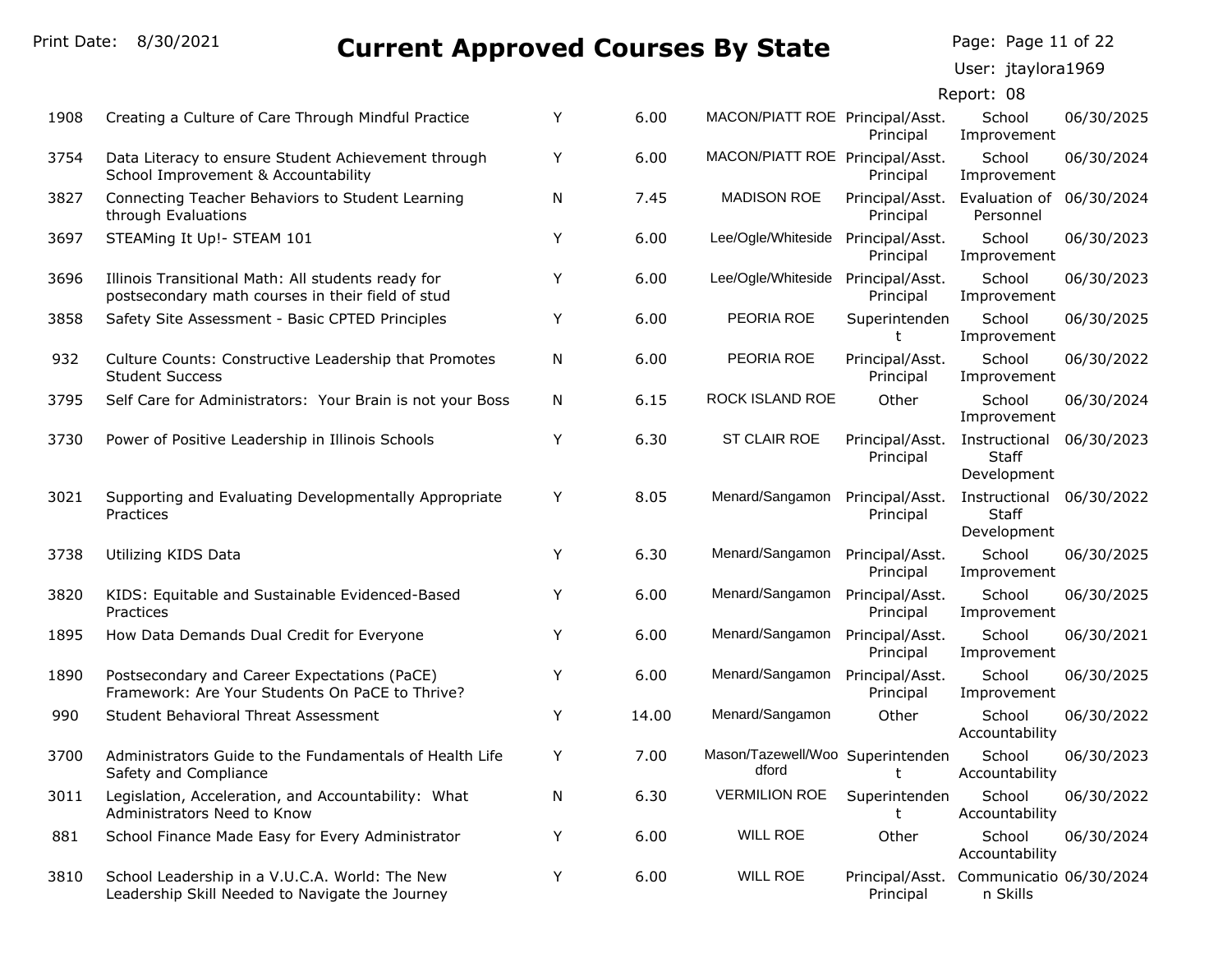# Current Approved Courses By State

| | | | | | | | |
|---|---|---|---|---|---|---|---|
| 1908 | Creating a Culture of Care Through Mindful Practice | Y | 6.00 | MACON/PIATT ROE | Principal/Asst. Principal | School Improvement | 06/30/2025 |
| 3754 | Data Literacy to ensure Student Achievement through School Improvement & Accountability | Y | 6.00 | MACON/PIATT ROE | Principal/Asst. Principal | School Improvement | 06/30/2024 |
| 3827 | Connecting Teacher Behaviors to Student Learning through Evaluations | N | 7.45 | MADISON ROE | Principal/Asst. Principal | Evaluation of Personnel | 06/30/2024 |
| 3697 | STEAMing It Up!- STEAM 101 | Y | 6.00 | Lee/Ogle/Whiteside | Principal/Asst. Principal | School Improvement | 06/30/2023 |
| 3696 | Illinois Transitional Math: All students ready for postsecondary math courses in their field of stud | Y | 6.00 | Lee/Ogle/Whiteside | Principal/Asst. Principal | School Improvement | 06/30/2023 |
| 3858 | Safety Site Assessment - Basic CPTED Principles | Y | 6.00 | PEORIA ROE | Superintendent | School Improvement | 06/30/2025 |
| 932 | Culture Counts: Constructive Leadership that Promotes Student Success | N | 6.00 | PEORIA ROE | Principal/Asst. Principal | School Improvement | 06/30/2022 |
| 3795 | Self Care for Administrators: Your Brain is not your Boss | N | 6.15 | ROCK ISLAND ROE | Other | School Improvement | 06/30/2024 |
| 3730 | Power of Positive Leadership in Illinois Schools | Y | 6.30 | ST CLAIR ROE | Principal/Asst. Principal | Instructional Staff Development | 06/30/2023 |
| 3021 | Supporting and Evaluating Developmentally Appropriate Practices | Y | 8.05 | Menard/Sangamon | Principal/Asst. Principal | Instructional Staff Development | 06/30/2022 |
| 3738 | Utilizing KIDS Data | Y | 6.30 | Menard/Sangamon | Principal/Asst. Principal | School Improvement | 06/30/2025 |
| 3820 | KIDS: Equitable and Sustainable Evidenced-Based Practices | Y | 6.00 | Menard/Sangamon | Principal/Asst. Principal | School Improvement | 06/30/2025 |
| 1895 | How Data Demands Dual Credit for Everyone | Y | 6.00 | Menard/Sangamon | Principal/Asst. Principal | School Improvement | 06/30/2021 |
| 1890 | Postsecondary and Career Expectations (PaCE) Framework: Are Your Students On PaCE to Thrive? | Y | 6.00 | Menard/Sangamon | Principal/Asst. Principal | School Improvement | 06/30/2025 |
| 990 | Student Behavioral Threat Assessment | Y | 14.00 | Menard/Sangamon | Other | School Accountability | 06/30/2022 |
| 3700 | Administrators Guide to the Fundamentals of Health Life Safety and Compliance | Y | 7.00 | Mason/Tazewell/Woodford | Superintendent | School Accountability | 06/30/2023 |
| 3011 | Legislation, Acceleration, and Accountability: What Administrators Need to Know | N | 6.30 | VERMILION ROE | Superintendent | School Accountability | 06/30/2022 |
| 881 | School Finance Made Easy for Every Administrator | Y | 6.00 | WILL ROE | Other | School Accountability | 06/30/2024 |
| 3810 | School Leadership in a V.U.C.A. World: The New Leadership Skill Needed to Navigate the Journey | Y | 6.00 | WILL ROE | Principal/Asst. Principal | Communication Skills | 06/30/2024 |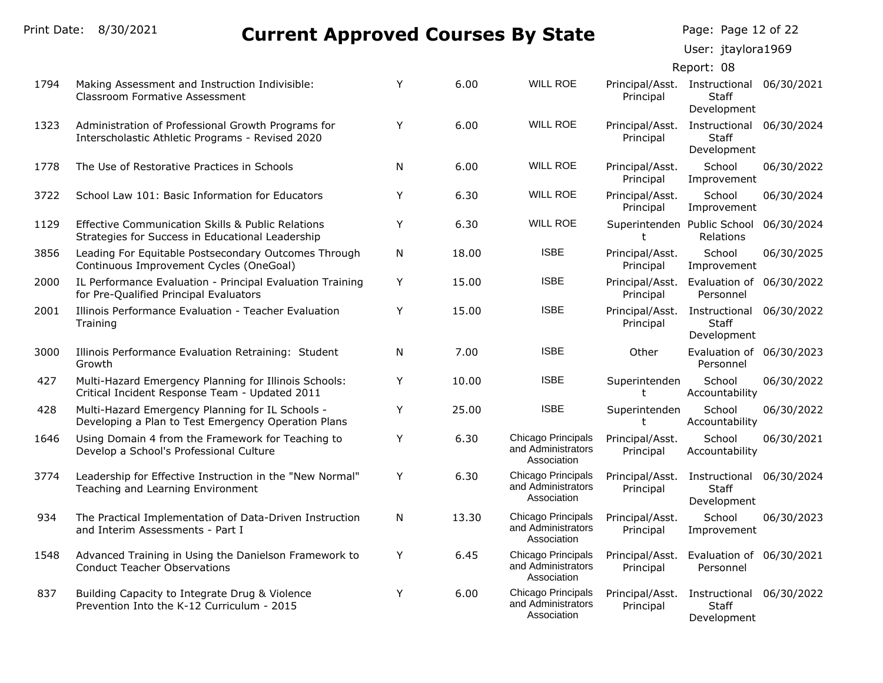# Current Approved Courses By State

| | | | | | | | |
|---|---|---|---|---|---|---|---|
| 1794 | Making Assessment and Instruction Indivisible: Classroom Formative Assessment | Y | 6.00 | WILL ROE | Principal/Asst. Principal | Instructional Staff Development | 06/30/2021 |
| 1323 | Administration of Professional Growth Programs for Interscholastic Athletic Programs - Revised 2020 | Y | 6.00 | WILL ROE | Principal/Asst. Principal | Instructional Staff Development | 06/30/2024 |
| 1778 | The Use of Restorative Practices in Schools | N | 6.00 | WILL ROE | Principal/Asst. Principal | School Improvement | 06/30/2022 |
| 3722 | School Law 101: Basic Information for Educators | Y | 6.30 | WILL ROE | Principal/Asst. Principal | School Improvement | 06/30/2024 |
| 1129 | Effective Communication Skills & Public Relations Strategies for Success in Educational Leadership | Y | 6.30 | WILL ROE | Superintendent | Public School Relations | 06/30/2024 |
| 3856 | Leading For Equitable Postsecondary Outcomes Through Continuous Improvement Cycles (OneGoal) | N | 18.00 | ISBE | Principal/Asst. Principal | School Improvement | 06/30/2025 |
| 2000 | IL Performance Evaluation - Principal Evaluation Training for Pre-Qualified Principal Evaluators | Y | 15.00 | ISBE | Principal/Asst. Principal | Evaluation of Personnel | 06/30/2022 |
| 2001 | Illinois Performance Evaluation - Teacher Evaluation Training | Y | 15.00 | ISBE | Principal/Asst. Principal | Instructional Staff Development | 06/30/2022 |
| 3000 | Illinois Performance Evaluation Retraining: Student Growth | N | 7.00 | ISBE | Other | Evaluation of Personnel | 06/30/2023 |
| 427 | Multi-Hazard Emergency Planning for Illinois Schools: Critical Incident Response Team - Updated 2011 | Y | 10.00 | ISBE | Superintendent | School Accountability | 06/30/2022 |
| 428 | Multi-Hazard Emergency Planning for IL Schools - Developing a Plan to Test Emergency Operation Plans | Y | 25.00 | ISBE | Superintendent | School Accountability | 06/30/2022 |
| 1646 | Using Domain 4 from the Framework for Teaching to Develop a School's Professional Culture | Y | 6.30 | Chicago Principals and Administrators Association | Principal/Asst. Principal | School Accountability | 06/30/2021 |
| 3774 | Leadership for Effective Instruction in the "New Normal" Teaching and Learning Environment | Y | 6.30 | Chicago Principals and Administrators Association | Principal/Asst. Principal | Instructional Staff Development | 06/30/2024 |
| 934 | The Practical Implementation of Data-Driven Instruction and Interim Assessments - Part I | N | 13.30 | Chicago Principals and Administrators Association | Principal/Asst. Principal | School Improvement | 06/30/2023 |
| 1548 | Advanced Training in Using the Danielson Framework to Conduct Teacher Observations | Y | 6.45 | Chicago Principals and Administrators Association | Principal/Asst. Principal | Evaluation of Personnel | 06/30/2021 |
| 837 | Building Capacity to Integrate Drug & Violence Prevention Into the K-12 Curriculum - 2015 | Y | 6.00 | Chicago Principals and Administrators Association | Principal/Asst. Principal | Instructional Staff Development | 06/30/2022 |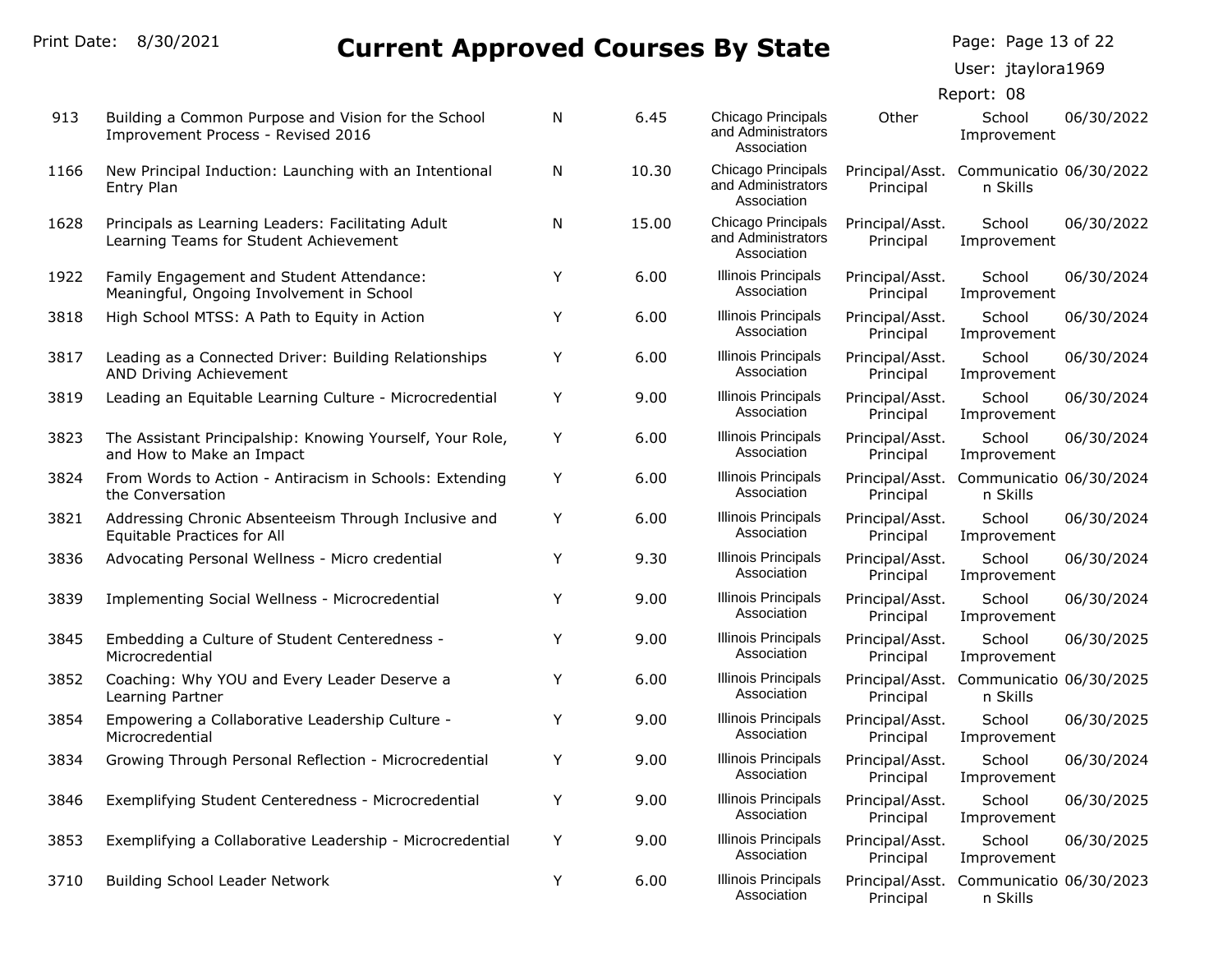| | | | | | | | |
|---|---|---|---|---|---|---|---|
| 913 | Building a Common Purpose and Vision for the School Improvement Process - Revised 2016 | N | 6.45 | Chicago Principals and Administrators Association | Other | School Improvement | 06/30/2022 |
| 1166 | New Principal Induction: Launching with an Intentional Entry Plan | N | 10.30 | Chicago Principals and Administrators Association | Principal/Asst. Principal | Communication Skills | 06/30/2022 |
| 1628 | Principals as Learning Leaders: Facilitating Adult Learning Teams for Student Achievement | N | 15.00 | Chicago Principals and Administrators Association | Principal/Asst. Principal | School Improvement | 06/30/2022 |
| 1922 | Family Engagement and Student Attendance: Meaningful, Ongoing Involvement in School | Y | 6.00 | Illinois Principals Association | Principal/Asst. Principal | School Improvement | 06/30/2024 |
| 3818 | High School MTSS: A Path to Equity in Action | Y | 6.00 | Illinois Principals Association | Principal/Asst. Principal | School Improvement | 06/30/2024 |
| 3817 | Leading as a Connected Driver: Building Relationships AND Driving Achievement | Y | 6.00 | Illinois Principals Association | Principal/Asst. Principal | School Improvement | 06/30/2024 |
| 3819 | Leading an Equitable Learning Culture - Microcredential | Y | 9.00 | Illinois Principals Association | Principal/Asst. Principal | School Improvement | 06/30/2024 |
| 3823 | The Assistant Principalship: Knowing Yourself, Your Role, and How to Make an Impact | Y | 6.00 | Illinois Principals Association | Principal/Asst. Principal | School Improvement | 06/30/2024 |
| 3824 | From Words to Action - Antiracism in Schools: Extending the Conversation | Y | 6.00 | Illinois Principals Association | Principal/Asst. Principal | Communication Skills | 06/30/2024 |
| 3821 | Addressing Chronic Absenteeism Through Inclusive and Equitable Practices for All | Y | 6.00 | Illinois Principals Association | Principal/Asst. Principal | School Improvement | 06/30/2024 |
| 3836 | Advocating Personal Wellness - Micro credential | Y | 9.30 | Illinois Principals Association | Principal/Asst. Principal | School Improvement | 06/30/2024 |
| 3839 | Implementing Social Wellness - Microcredential | Y | 9.00 | Illinois Principals Association | Principal/Asst. Principal | School Improvement | 06/30/2024 |
| 3845 | Embedding a Culture of Student Centeredness - Microcredential | Y | 9.00 | Illinois Principals Association | Principal/Asst. Principal | School Improvement | 06/30/2025 |
| 3852 | Coaching: Why YOU and Every Leader Deserve a Learning Partner | Y | 6.00 | Illinois Principals Association | Principal/Asst. Principal | Communication Skills | 06/30/2025 |
| 3854 | Empowering a Collaborative Leadership Culture - Microcredential | Y | 9.00 | Illinois Principals Association | Principal/Asst. Principal | School Improvement | 06/30/2025 |
| 3834 | Growing Through Personal Reflection - Microcredential | Y | 9.00 | Illinois Principals Association | Principal/Asst. Principal | School Improvement | 06/30/2024 |
| 3846 | Exemplifying Student Centeredness - Microcredential | Y | 9.00 | Illinois Principals Association | Principal/Asst. Principal | School Improvement | 06/30/2025 |
| 3853 | Exemplifying a Collaborative Leadership - Microcredential | Y | 9.00 | Illinois Principals Association | Principal/Asst. Principal | School Improvement | 06/30/2025 |
| 3710 | Building School Leader Network | Y | 6.00 | Illinois Principals Association | Principal/Asst. Principal | Communication Skills | 06/30/2023 |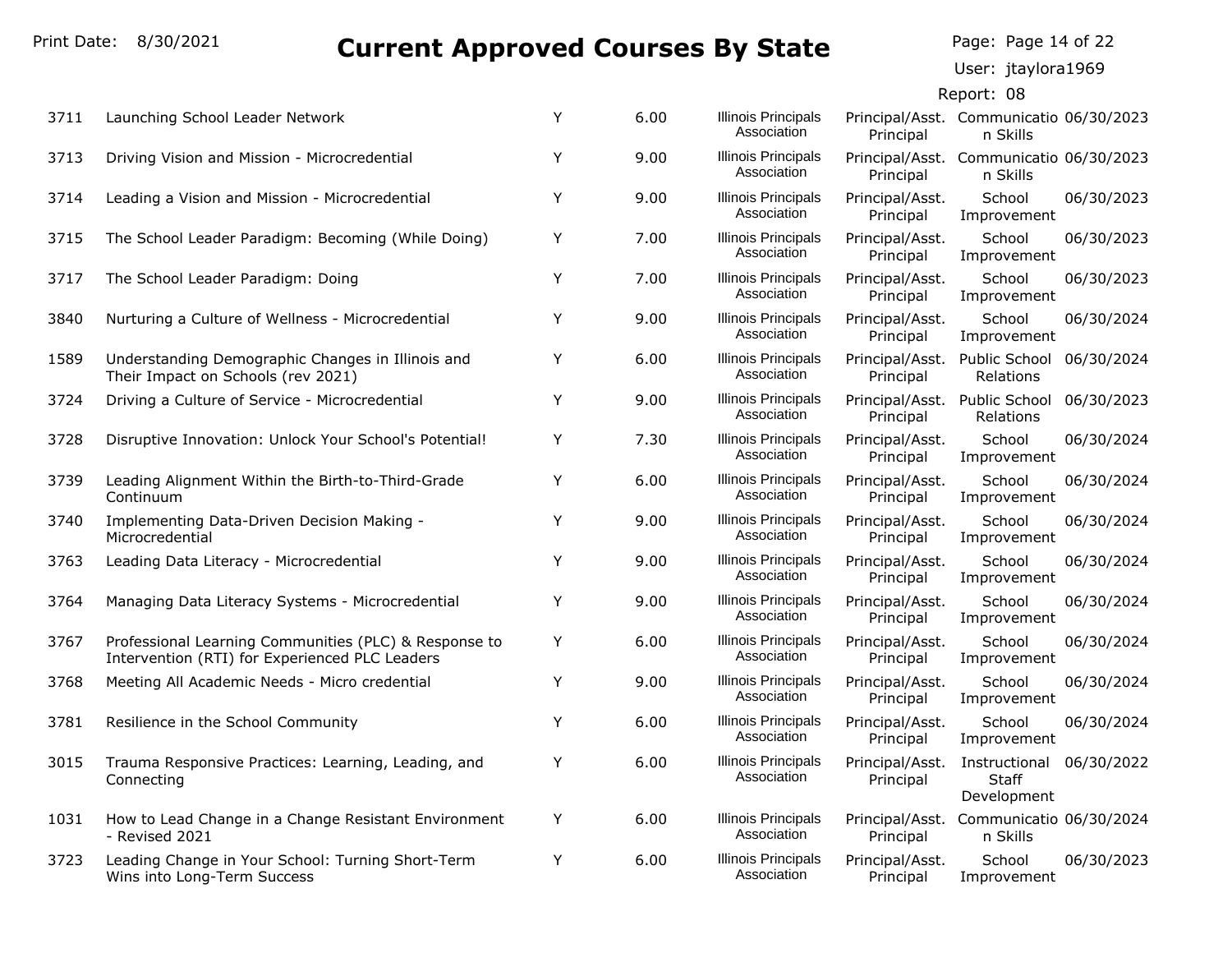# Current Approved Courses By State

Print Date: 8/30/2021

User: jtaylora1969

Report: 08

| | | | | | | | |
|---|---|---|---|---|---|---|---|
| 3711 | Launching School Leader Network | Y | 6.00 | Illinois Principals Association | Principal/Asst. Principal | Communication Skills | 06/30/2023 |
| 3713 | Driving Vision and Mission - Microcredential | Y | 9.00 | Illinois Principals Association | Principal/Asst. Principal | Communication Skills | 06/30/2023 |
| 3714 | Leading a Vision and Mission - Microcredential | Y | 9.00 | Illinois Principals Association | Principal/Asst. Principal | School Improvement | 06/30/2023 |
| 3715 | The School Leader Paradigm: Becoming (While Doing) | Y | 7.00 | Illinois Principals Association | Principal/Asst. Principal | School Improvement | 06/30/2023 |
| 3717 | The School Leader Paradigm: Doing | Y | 7.00 | Illinois Principals Association | Principal/Asst. Principal | School Improvement | 06/30/2023 |
| 3840 | Nurturing a Culture of Wellness - Microcredential | Y | 9.00 | Illinois Principals Association | Principal/Asst. Principal | School Improvement | 06/30/2024 |
| 1589 | Understanding Demographic Changes in Illinois and Their Impact on Schools (rev 2021) | Y | 6.00 | Illinois Principals Association | Principal/Asst. Principal | Public School Relations | 06/30/2024 |
| 3724 | Driving a Culture of Service - Microcredential | Y | 9.00 | Illinois Principals Association | Principal/Asst. Principal | Public School Relations | 06/30/2023 |
| 3728 | Disruptive Innovation: Unlock Your School's Potential! | Y | 7.30 | Illinois Principals Association | Principal/Asst. Principal | School Improvement | 06/30/2024 |
| 3739 | Leading Alignment Within the Birth-to-Third-Grade Continuum | Y | 6.00 | Illinois Principals Association | Principal/Asst. Principal | School Improvement | 06/30/2024 |
| 3740 | Implementing Data-Driven Decision Making - Microcredential | Y | 9.00 | Illinois Principals Association | Principal/Asst. Principal | School Improvement | 06/30/2024 |
| 3763 | Leading Data Literacy - Microcredential | Y | 9.00 | Illinois Principals Association | Principal/Asst. Principal | School Improvement | 06/30/2024 |
| 3764 | Managing Data Literacy Systems - Microcredential | Y | 9.00 | Illinois Principals Association | Principal/Asst. Principal | School Improvement | 06/30/2024 |
| 3767 | Professional Learning Communities (PLC) & Response to Intervention (RTI) for Experienced PLC Leaders | Y | 6.00 | Illinois Principals Association | Principal/Asst. Principal | School Improvement | 06/30/2024 |
| 3768 | Meeting All Academic Needs - Micro credential | Y | 9.00 | Illinois Principals Association | Principal/Asst. Principal | School Improvement | 06/30/2024 |
| 3781 | Resilience in the School Community | Y | 6.00 | Illinois Principals Association | Principal/Asst. Principal | School Improvement | 06/30/2024 |
| 3015 | Trauma Responsive Practices: Learning, Leading, and Connecting | Y | 6.00 | Illinois Principals Association | Principal/Asst. Principal | Instructional Staff Development | 06/30/2022 |
| 1031 | How to Lead Change in a Change Resistant Environment - Revised 2021 | Y | 6.00 | Illinois Principals Association | Principal/Asst. Principal | Communication Skills | 06/30/2024 |
| 3723 | Leading Change in Your School: Turning Short-Term Wins into Long-Term Success | Y | 6.00 | Illinois Principals Association | Principal/Asst. Principal | School Improvement | 06/30/2023 |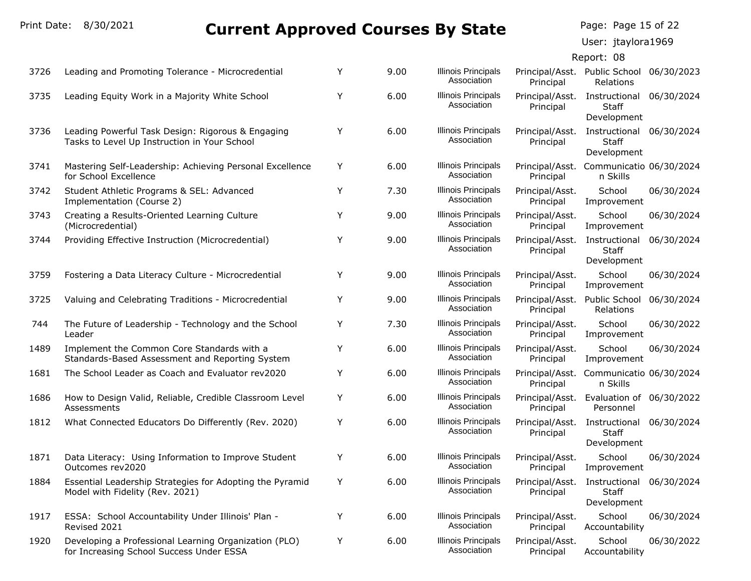| | | | | | | | |
|---|---|---|---|---|---|---|---|
| 3726 | Leading and Promoting Tolerance - Microcredential | Y | 9.00 | Illinois Principals Association | Principal/Asst. Principal | Public School Relations | 06/30/2023 |
| 3735 | Leading Equity Work in a Majority White School | Y | 6.00 | Illinois Principals Association | Principal/Asst. Principal | Instructional Staff Development | 06/30/2024 |
| 3736 | Leading Powerful Task Design: Rigorous & Engaging Tasks to Level Up Instruction in Your School | Y | 6.00 | Illinois Principals Association | Principal/Asst. Principal | Instructional Staff Development | 06/30/2024 |
| 3741 | Mastering Self-Leadership: Achieving Personal Excellence for School Excellence | Y | 6.00 | Illinois Principals Association | Principal/Asst. Principal | Communication Skills | 06/30/2024 |
| 3742 | Student Athletic Programs & SEL: Advanced Implementation (Course 2) | Y | 7.30 | Illinois Principals Association | Principal/Asst. Principal | School Improvement | 06/30/2024 |
| 3743 | Creating a Results-Oriented Learning Culture (Microcredential) | Y | 9.00 | Illinois Principals Association | Principal/Asst. Principal | School Improvement | 06/30/2024 |
| 3744 | Providing Effective Instruction (Microcredential) | Y | 9.00 | Illinois Principals Association | Principal/Asst. Principal | Instructional Staff Development | 06/30/2024 |
| 3759 | Fostering a Data Literacy Culture - Microcredential | Y | 9.00 | Illinois Principals Association | Principal/Asst. Principal | School Improvement | 06/30/2024 |
| 3725 | Valuing and Celebrating Traditions - Microcredential | Y | 9.00 | Illinois Principals Association | Principal/Asst. Principal | Public School Relations | 06/30/2024 |
| 744 | The Future of Leadership - Technology and the School Leader | Y | 7.30 | Illinois Principals Association | Principal/Asst. Principal | School Improvement | 06/30/2022 |
| 1489 | Implement the Common Core Standards with a Standards-Based Assessment and Reporting System | Y | 6.00 | Illinois Principals Association | Principal/Asst. Principal | School Improvement | 06/30/2024 |
| 1681 | The School Leader as Coach and Evaluator rev2020 | Y | 6.00 | Illinois Principals Association | Principal/Asst. Principal | Communication Skills | 06/30/2024 |
| 1686 | How to Design Valid, Reliable, Credible Classroom Level Assessments | Y | 6.00 | Illinois Principals Association | Principal/Asst. Principal | Evaluation of Personnel | 06/30/2022 |
| 1812 | What Connected Educators Do Differently (Rev. 2020) | Y | 6.00 | Illinois Principals Association | Principal/Asst. Principal | Instructional Staff Development | 06/30/2024 |
| 1871 | Data Literacy: Using Information to Improve Student Outcomes rev2020 | Y | 6.00 | Illinois Principals Association | Principal/Asst. Principal | School Improvement | 06/30/2024 |
| 1884 | Essential Leadership Strategies for Adopting the Pyramid Model with Fidelity (Rev. 2021) | Y | 6.00 | Illinois Principals Association | Principal/Asst. Principal | Instructional Staff Development | 06/30/2024 |
| 1917 | ESSA: School Accountability Under Illinois' Plan - Revised 2021 | Y | 6.00 | Illinois Principals Association | Principal/Asst. Principal | School Accountability | 06/30/2024 |
| 1920 | Developing a Professional Learning Organization (PLO) for Increasing School Success Under ESSA | Y | 6.00 | Illinois Principals Association | Principal/Asst. Principal | School Accountability | 06/30/2022 |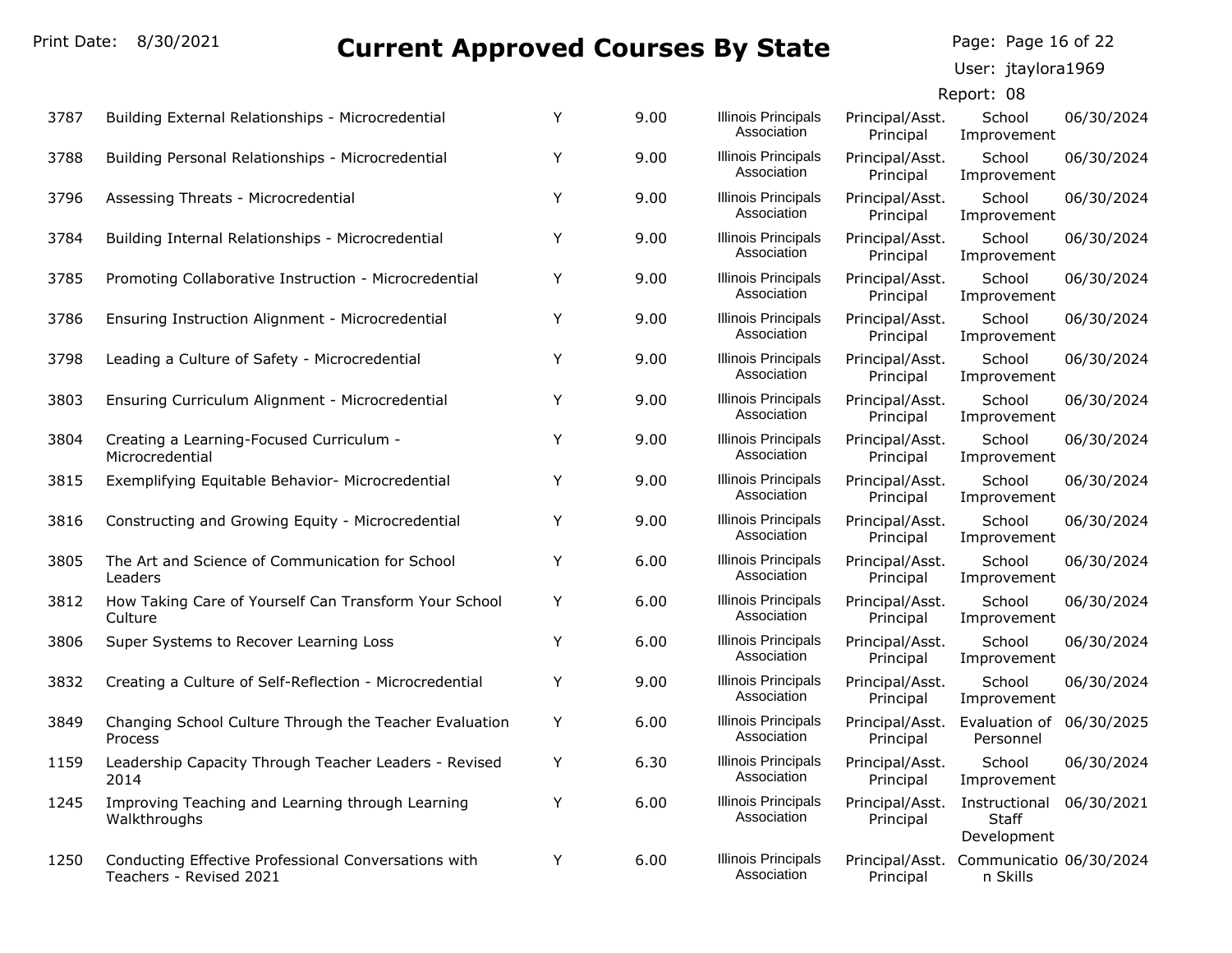| | | | | | | | |
|---|---|---|---|---|---|---|---|
| 3787 | Building External Relationships - Microcredential | Y | 9.00 | Illinois Principals Association | Principal/Asst. Principal | School Improvement | 06/30/2024 |
| 3788 | Building Personal Relationships - Microcredential | Y | 9.00 | Illinois Principals Association | Principal/Asst. Principal | School Improvement | 06/30/2024 |
| 3796 | Assessing Threats - Microcredential | Y | 9.00 | Illinois Principals Association | Principal/Asst. Principal | School Improvement | 06/30/2024 |
| 3784 | Building Internal Relationships - Microcredential | Y | 9.00 | Illinois Principals Association | Principal/Asst. Principal | School Improvement | 06/30/2024 |
| 3785 | Promoting Collaborative Instruction - Microcredential | Y | 9.00 | Illinois Principals Association | Principal/Asst. Principal | School Improvement | 06/30/2024 |
| 3786 | Ensuring Instruction Alignment - Microcredential | Y | 9.00 | Illinois Principals Association | Principal/Asst. Principal | School Improvement | 06/30/2024 |
| 3798 | Leading a Culture of Safety - Microcredential | Y | 9.00 | Illinois Principals Association | Principal/Asst. Principal | School Improvement | 06/30/2024 |
| 3803 | Ensuring Curriculum Alignment - Microcredential | Y | 9.00 | Illinois Principals Association | Principal/Asst. Principal | School Improvement | 06/30/2024 |
| 3804 | Creating a Learning-Focused Curriculum - Microcredential | Y | 9.00 | Illinois Principals Association | Principal/Asst. Principal | School Improvement | 06/30/2024 |
| 3815 | Exemplifying Equitable Behavior- Microcredential | Y | 9.00 | Illinois Principals Association | Principal/Asst. Principal | School Improvement | 06/30/2024 |
| 3816 | Constructing and Growing Equity - Microcredential | Y | 9.00 | Illinois Principals Association | Principal/Asst. Principal | School Improvement | 06/30/2024 |
| 3805 | The Art and Science of Communication for School Leaders | Y | 6.00 | Illinois Principals Association | Principal/Asst. Principal | School Improvement | 06/30/2024 |
| 3812 | How Taking Care of Yourself Can Transform Your School Culture | Y | 6.00 | Illinois Principals Association | Principal/Asst. Principal | School Improvement | 06/30/2024 |
| 3806 | Super Systems to Recover Learning Loss | Y | 6.00 | Illinois Principals Association | Principal/Asst. Principal | School Improvement | 06/30/2024 |
| 3832 | Creating a Culture of Self-Reflection - Microcredential | Y | 9.00 | Illinois Principals Association | Principal/Asst. Principal | School Improvement | 06/30/2024 |
| 3849 | Changing School Culture Through the Teacher Evaluation Process | Y | 6.00 | Illinois Principals Association | Principal/Asst. Principal | Evaluation of Personnel | 06/30/2025 |
| 1159 | Leadership Capacity Through Teacher Leaders - Revised 2014 | Y | 6.30 | Illinois Principals Association | Principal/Asst. Principal | School Improvement | 06/30/2024 |
| 1245 | Improving Teaching and Learning through Learning Walkthroughs | Y | 6.00 | Illinois Principals Association | Principal/Asst. Principal | Instructional Staff Development | 06/30/2021 |
| 1250 | Conducting Effective Professional Conversations with Teachers - Revised 2021 | Y | 6.00 | Illinois Principals Association | Principal/Asst. Principal | Communication Skills | 06/30/2024 |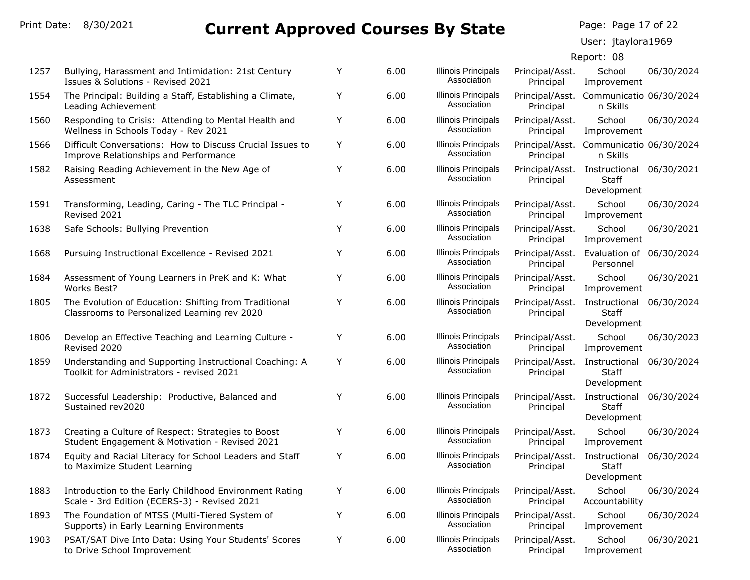# Current Approved Courses By State

| | | | | | | | |
|---|---|---|---|---|---|---|---|
| 1257 | Bullying, Harassment and Intimidation: 21st Century Issues & Solutions - Revised 2021 | Y | 6.00 | Illinois Principals Association | Principal/Asst. Principal | School Improvement | 06/30/2024 |
| 1554 | The Principal: Building a Staff, Establishing a Climate, Leading Achievement | Y | 6.00 | Illinois Principals Association | Principal/Asst. Principal | Communication Skills | 06/30/2024 |
| 1560 | Responding to Crisis: Attending to Mental Health and Wellness in Schools Today - Rev 2021 | Y | 6.00 | Illinois Principals Association | Principal/Asst. Principal | School Improvement | 06/30/2024 |
| 1566 | Difficult Conversations: How to Discuss Crucial Issues to Improve Relationships and Performance | Y | 6.00 | Illinois Principals Association | Principal/Asst. Principal | Communication Skills | 06/30/2024 |
| 1582 | Raising Reading Achievement in the New Age of Assessment | Y | 6.00 | Illinois Principals Association | Principal/Asst. Principal | Instructional Staff Development | 06/30/2021 |
| 1591 | Transforming, Leading, Caring - The TLC Principal - Revised 2021 | Y | 6.00 | Illinois Principals Association | Principal/Asst. Principal | School Improvement | 06/30/2024 |
| 1638 | Safe Schools: Bullying Prevention | Y | 6.00 | Illinois Principals Association | Principal/Asst. Principal | School Improvement | 06/30/2021 |
| 1668 | Pursuing Instructional Excellence - Revised 2021 | Y | 6.00 | Illinois Principals Association | Principal/Asst. Principal | Evaluation of Personnel | 06/30/2024 |
| 1684 | Assessment of Young Learners in PreK and K: What Works Best? | Y | 6.00 | Illinois Principals Association | Principal/Asst. Principal | School Improvement | 06/30/2021 |
| 1805 | The Evolution of Education: Shifting from Traditional Classrooms to Personalized Learning rev 2020 | Y | 6.00 | Illinois Principals Association | Principal/Asst. Principal | Instructional Staff Development | 06/30/2024 |
| 1806 | Develop an Effective Teaching and Learning Culture - Revised 2020 | Y | 6.00 | Illinois Principals Association | Principal/Asst. Principal | School Improvement | 06/30/2023 |
| 1859 | Understanding and Supporting Instructional Coaching: A Toolkit for Administrators - revised 2021 | Y | 6.00 | Illinois Principals Association | Principal/Asst. Principal | Instructional Staff Development | 06/30/2024 |
| 1872 | Successful Leadership: Productive, Balanced and Sustained rev2020 | Y | 6.00 | Illinois Principals Association | Principal/Asst. Principal | Instructional Staff Development | 06/30/2024 |
| 1873 | Creating a Culture of Respect: Strategies to Boost Student Engagement & Motivation - Revised 2021 | Y | 6.00 | Illinois Principals Association | Principal/Asst. Principal | School Improvement | 06/30/2024 |
| 1874 | Equity and Racial Literacy for School Leaders and Staff to Maximize Student Learning | Y | 6.00 | Illinois Principals Association | Principal/Asst. Principal | Instructional Staff Development | 06/30/2024 |
| 1883 | Introduction to the Early Childhood Environment Rating Scale - 3rd Edition (ECERS-3) - Revised 2021 | Y | 6.00 | Illinois Principals Association | Principal/Asst. Principal | School Accountability | 06/30/2024 |
| 1893 | The Foundation of MTSS (Multi-Tiered System of Supports) in Early Learning Environments | Y | 6.00 | Illinois Principals Association | Principal/Asst. Principal | School Improvement | 06/30/2024 |
| 1903 | PSAT/SAT Dive Into Data: Using Your Students' Scores to Drive School Improvement | Y | 6.00 | Illinois Principals Association | Principal/Asst. Principal | School Improvement | 06/30/2021 |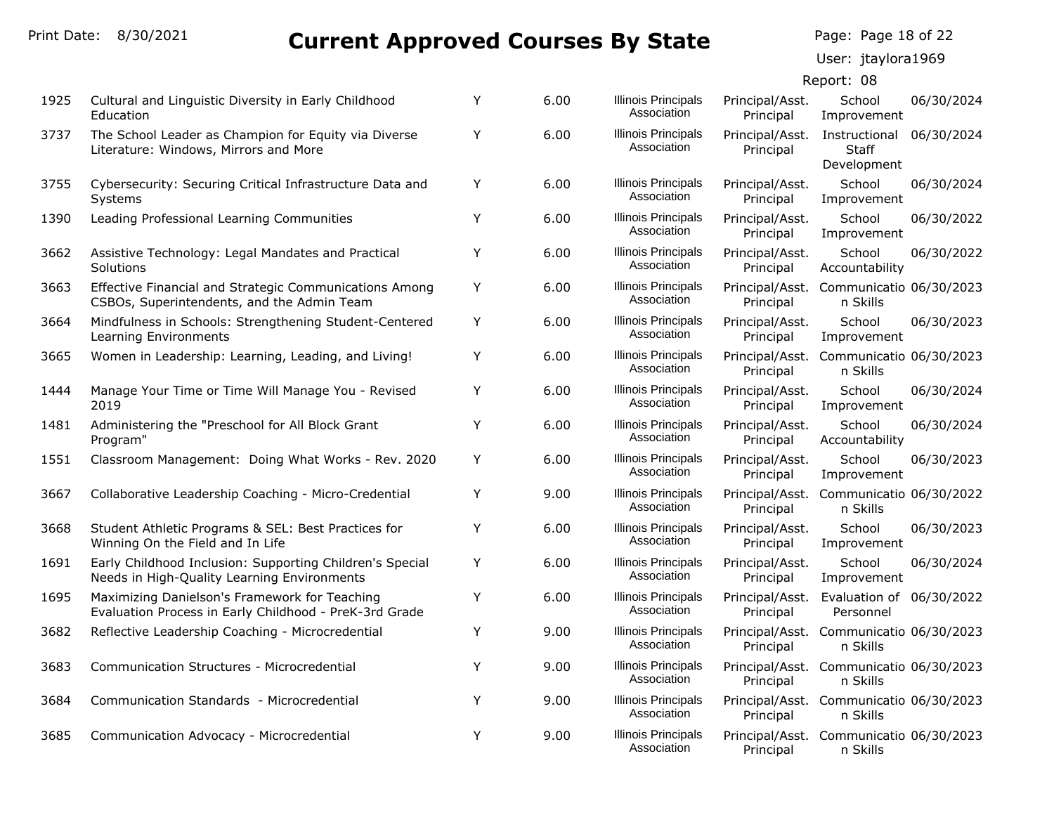# Current Approved Courses By State

Print Date: 8/30/2021

User: jtaylora1969

Report: 08

| | | | | | | | |
|---|---|---|---|---|---|---|---|
| 1925 | Cultural and Linguistic Diversity in Early Childhood Education | Y | 6.00 | Illinois Principals Association | Principal/Asst. Principal | School Improvement | 06/30/2024 |
| 3737 | The School Leader as Champion for Equity via Diverse Literature: Windows, Mirrors and More | Y | 6.00 | Illinois Principals Association | Principal/Asst. Principal | Instructional Staff Development | 06/30/2024 |
| 3755 | Cybersecurity: Securing Critical Infrastructure Data and Systems | Y | 6.00 | Illinois Principals Association | Principal/Asst. Principal | School Improvement | 06/30/2024 |
| 1390 | Leading Professional Learning Communities | Y | 6.00 | Illinois Principals Association | Principal/Asst. Principal | School Improvement | 06/30/2022 |
| 3662 | Assistive Technology: Legal Mandates and Practical Solutions | Y | 6.00 | Illinois Principals Association | Principal/Asst. Principal | School Accountability | 06/30/2022 |
| 3663 | Effective Financial and Strategic Communications Among CSBOs, Superintendents, and the Admin Team | Y | 6.00 | Illinois Principals Association | Principal/Asst. Principal | Communication Skills | 06/30/2023 |
| 3664 | Mindfulness in Schools: Strengthening Student-Centered Learning Environments | Y | 6.00 | Illinois Principals Association | Principal/Asst. Principal | School Improvement | 06/30/2023 |
| 3665 | Women in Leadership: Learning, Leading, and Living! | Y | 6.00 | Illinois Principals Association | Principal/Asst. Principal | Communication Skills | 06/30/2023 |
| 1444 | Manage Your Time or Time Will Manage You - Revised 2019 | Y | 6.00 | Illinois Principals Association | Principal/Asst. Principal | School Improvement | 06/30/2024 |
| 1481 | Administering the "Preschool for All Block Grant Program" | Y | 6.00 | Illinois Principals Association | Principal/Asst. Principal | School Accountability | 06/30/2024 |
| 1551 | Classroom Management: Doing What Works - Rev. 2020 | Y | 6.00 | Illinois Principals Association | Principal/Asst. Principal | School Improvement | 06/30/2023 |
| 3667 | Collaborative Leadership Coaching - Micro-Credential | Y | 9.00 | Illinois Principals Association | Principal/Asst. Principal | Communication Skills | 06/30/2022 |
| 3668 | Student Athletic Programs & SEL: Best Practices for Winning On the Field and In Life | Y | 6.00 | Illinois Principals Association | Principal/Asst. Principal | School Improvement | 06/30/2023 |
| 1691 | Early Childhood Inclusion: Supporting Children's Special Needs in High-Quality Learning Environments | Y | 6.00 | Illinois Principals Association | Principal/Asst. Principal | School Improvement | 06/30/2024 |
| 1695 | Maximizing Danielson's Framework for Teaching Evaluation Process in Early Childhood - PreK-3rd Grade | Y | 6.00 | Illinois Principals Association | Principal/Asst. Principal | Evaluation of Personnel | 06/30/2022 |
| 3682 | Reflective Leadership Coaching - Microcredential | Y | 9.00 | Illinois Principals Association | Principal/Asst. Principal | Communication Skills | 06/30/2023 |
| 3683 | Communication Structures - Microcredential | Y | 9.00 | Illinois Principals Association | Principal/Asst. Principal | Communication Skills | 06/30/2023 |
| 3684 | Communication Standards - Microcredential | Y | 9.00 | Illinois Principals Association | Principal/Asst. Principal | Communication Skills | 06/30/2023 |
| 3685 | Communication Advocacy - Microcredential | Y | 9.00 | Illinois Principals Association | Principal/Asst. Principal | Communication Skills | 06/30/2023 |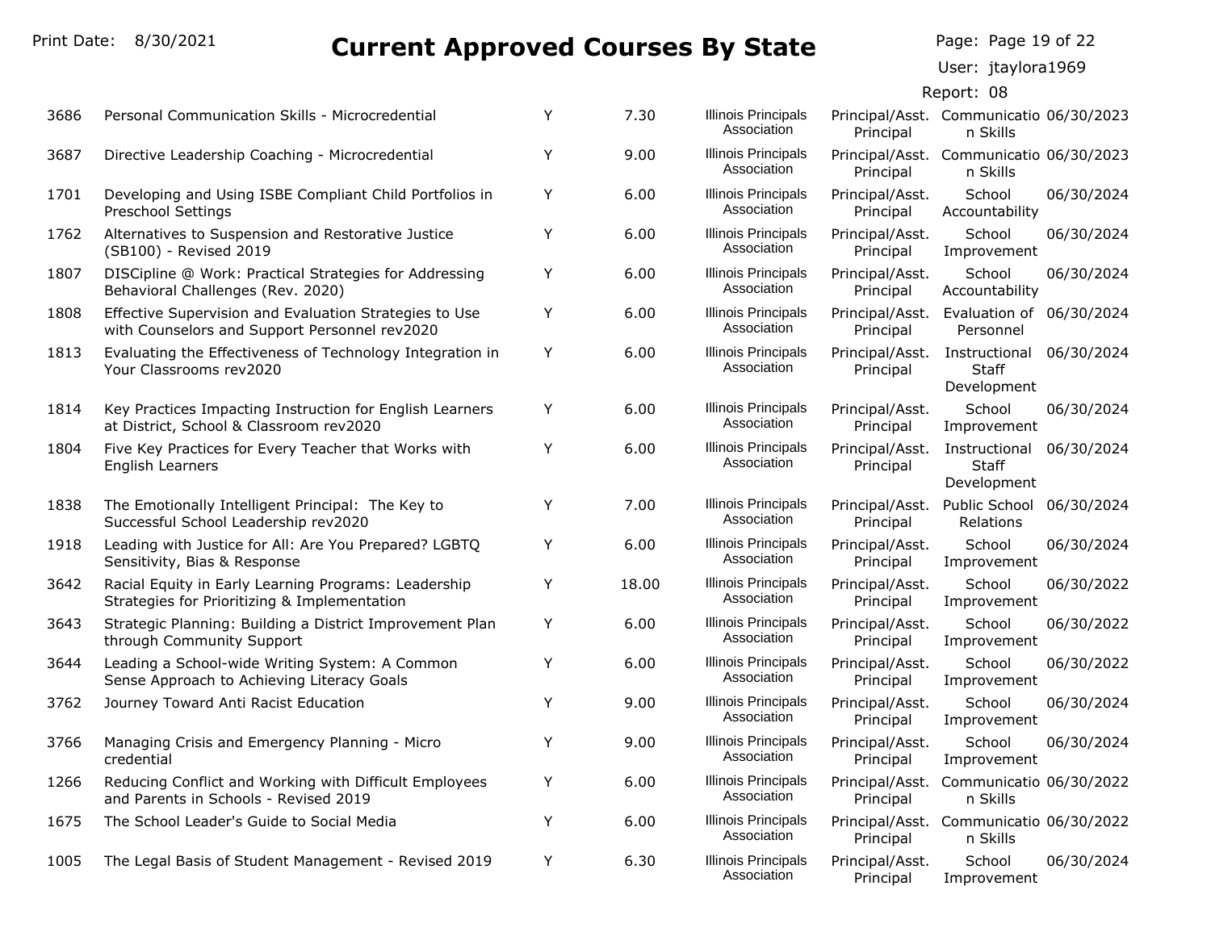# Current Approved Courses By State

| | | | | | | | |
|---|---|---|---|---|---|---|---|
| 3686 | Personal Communication Skills - Microcredential | Y | 7.30 | Illinois Principals Association | Principal/Asst. Principal | Communication Skills | 06/30/2023 |
| 3687 | Directive Leadership Coaching - Microcredential | Y | 9.00 | Illinois Principals Association | Principal/Asst. Principal | Communication Skills | 06/30/2023 |
| 1701 | Developing and Using ISBE Compliant Child Portfolios in Preschool Settings | Y | 6.00 | Illinois Principals Association | Principal/Asst. Principal | School Accountability | 06/30/2024 |
| 1762 | Alternatives to Suspension and Restorative Justice (SB100) - Revised 2019 | Y | 6.00 | Illinois Principals Association | Principal/Asst. Principal | School Improvement | 06/30/2024 |
| 1807 | DISCipline @ Work: Practical Strategies for Addressing Behavioral Challenges (Rev. 2020) | Y | 6.00 | Illinois Principals Association | Principal/Asst. Principal | School Accountability | 06/30/2024 |
| 1808 | Effective Supervision and Evaluation Strategies to Use with Counselors and Support Personnel rev2020 | Y | 6.00 | Illinois Principals Association | Principal/Asst. Principal | Evaluation of Personnel | 06/30/2024 |
| 1813 | Evaluating the Effectiveness of Technology Integration in Your Classrooms rev2020 | Y | 6.00 | Illinois Principals Association | Principal/Asst. Principal | Instructional Staff Development | 06/30/2024 |
| 1814 | Key Practices Impacting Instruction for English Learners at District, School & Classroom rev2020 | Y | 6.00 | Illinois Principals Association | Principal/Asst. Principal | School Improvement | 06/30/2024 |
| 1804 | Five Key Practices for Every Teacher that Works with English Learners | Y | 6.00 | Illinois Principals Association | Principal/Asst. Principal | Instructional Staff Development | 06/30/2024 |
| 1838 | The Emotionally Intelligent Principal: The Key to Successful School Leadership rev2020 | Y | 7.00 | Illinois Principals Association | Principal/Asst. Principal | Public School Relations | 06/30/2024 |
| 1918 | Leading with Justice for All: Are You Prepared? LGBTQ Sensitivity, Bias & Response | Y | 6.00 | Illinois Principals Association | Principal/Asst. Principal | School Improvement | 06/30/2024 |
| 3642 | Racial Equity in Early Learning Programs: Leadership Strategies for Prioritizing & Implementation | Y | 18.00 | Illinois Principals Association | Principal/Asst. Principal | School Improvement | 06/30/2022 |
| 3643 | Strategic Planning: Building a District Improvement Plan through Community Support | Y | 6.00 | Illinois Principals Association | Principal/Asst. Principal | School Improvement | 06/30/2022 |
| 3644 | Leading a School-wide Writing System: A Common Sense Approach to Achieving Literacy Goals | Y | 6.00 | Illinois Principals Association | Principal/Asst. Principal | School Improvement | 06/30/2022 |
| 3762 | Journey Toward Anti Racist Education | Y | 9.00 | Illinois Principals Association | Principal/Asst. Principal | School Improvement | 06/30/2024 |
| 3766 | Managing Crisis and Emergency Planning - Micro credential | Y | 9.00 | Illinois Principals Association | Principal/Asst. Principal | School Improvement | 06/30/2024 |
| 1266 | Reducing Conflict and Working with Difficult Employees and Parents in Schools - Revised 2019 | Y | 6.00 | Illinois Principals Association | Principal/Asst. Principal | Communication Skills | 06/30/2022 |
| 1675 | The School Leader's Guide to Social Media | Y | 6.00 | Illinois Principals Association | Principal/Asst. Principal | Communication Skills | 06/30/2022 |
| 1005 | The Legal Basis of Student Management - Revised 2019 | Y | 6.30 | Illinois Principals Association | Principal/Asst. Principal | School Improvement | 06/30/2024 |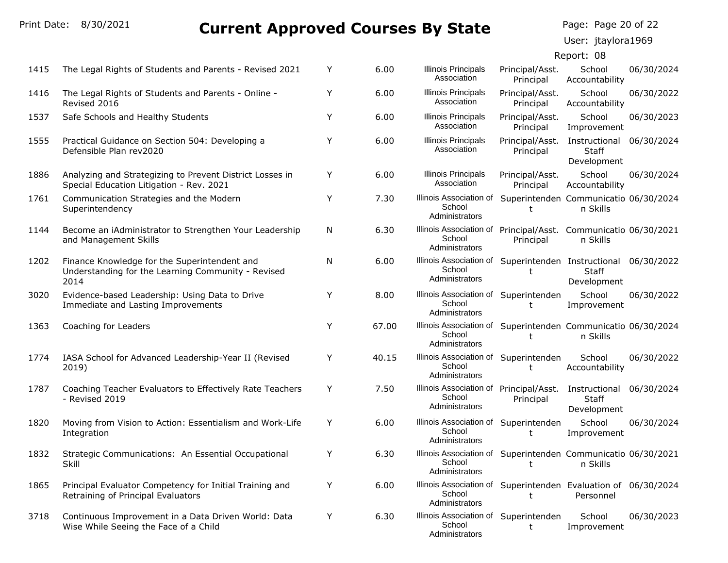# Current Approved Courses By State

Print Date: 8/30/2021

User: jtaylora1969

Report: 08

| | | | | | | | |
|---|---|---|---|---|---|---|---|
| 1415 | The Legal Rights of Students and Parents - Revised 2021 | Y | 6.00 | Illinois Principals Association | Principal/Asst. Principal | School Accountability | 06/30/2024 |
| 1416 | The Legal Rights of Students and Parents - Online - Revised 2016 | Y | 6.00 | Illinois Principals Association | Principal/Asst. Principal | School Accountability | 06/30/2022 |
| 1537 | Safe Schools and Healthy Students | Y | 6.00 | Illinois Principals Association | Principal/Asst. Principal | School Improvement | 06/30/2023 |
| 1555 | Practical Guidance on Section 504: Developing a Defensible Plan rev2020 | Y | 6.00 | Illinois Principals Association | Principal/Asst. Principal | Instructional Staff Development | 06/30/2024 |
| 1886 | Analyzing and Strategizing to Prevent District Losses in Special Education Litigation - Rev. 2021 | Y | 6.00 | Illinois Principals Association | Principal/Asst. Principal | School Accountability | 06/30/2024 |
| 1761 | Communication Strategies and the Modern Superintendency | Y | 7.30 | Illinois Association of School Administrators | Superintendent | Communication Skills | 06/30/2024 |
| 1144 | Become an iAdministrator to Strengthen Your Leadership and Management Skills | N | 6.30 | Illinois Association of School Administrators | Principal/Asst. Principal | Communication Skills | 06/30/2021 |
| 1202 | Finance Knowledge for the Superintendent and Understanding for the Learning Community - Revised 2014 | N | 6.00 | Illinois Association of School Administrators | Superintendent | Instructional Staff Development | 06/30/2022 |
| 3020 | Evidence-based Leadership: Using Data to Drive Immediate and Lasting Improvements | Y | 8.00 | Illinois Association of School Administrators | Superintendent | School Improvement | 06/30/2022 |
| 1363 | Coaching for Leaders | Y | 67.00 | Illinois Association of School Administrators | Superintendent | Communication Skills | 06/30/2024 |
| 1774 | IASA School for Advanced Leadership-Year II (Revised 2019) | Y | 40.15 | Illinois Association of School Administrators | Superintendent | School Accountability | 06/30/2022 |
| 1787 | Coaching Teacher Evaluators to Effectively Rate Teachers - Revised 2019 | Y | 7.50 | Illinois Association of School Administrators | Principal/Asst. Principal | Instructional Staff Development | 06/30/2024 |
| 1820 | Moving from Vision to Action: Essentialism and Work-Life Integration | Y | 6.00 | Illinois Association of School Administrators | Superintendent | School Improvement | 06/30/2024 |
| 1832 | Strategic Communications: An Essential Occupational Skill | Y | 6.30 | Illinois Association of School Administrators | Superintendent | Communication Skills | 06/30/2021 |
| 1865 | Principal Evaluator Competency for Initial Training and Retraining of Principal Evaluators | Y | 6.00 | Illinois Association of School Administrators | Superintendent | Evaluation of Personnel | 06/30/2024 |
| 3718 | Continuous Improvement in a Data Driven World: Data Wise While Seeing the Face of a Child | Y | 6.30 | Illinois Association of School Administrators | Superintendent | School Improvement | 06/30/2023 |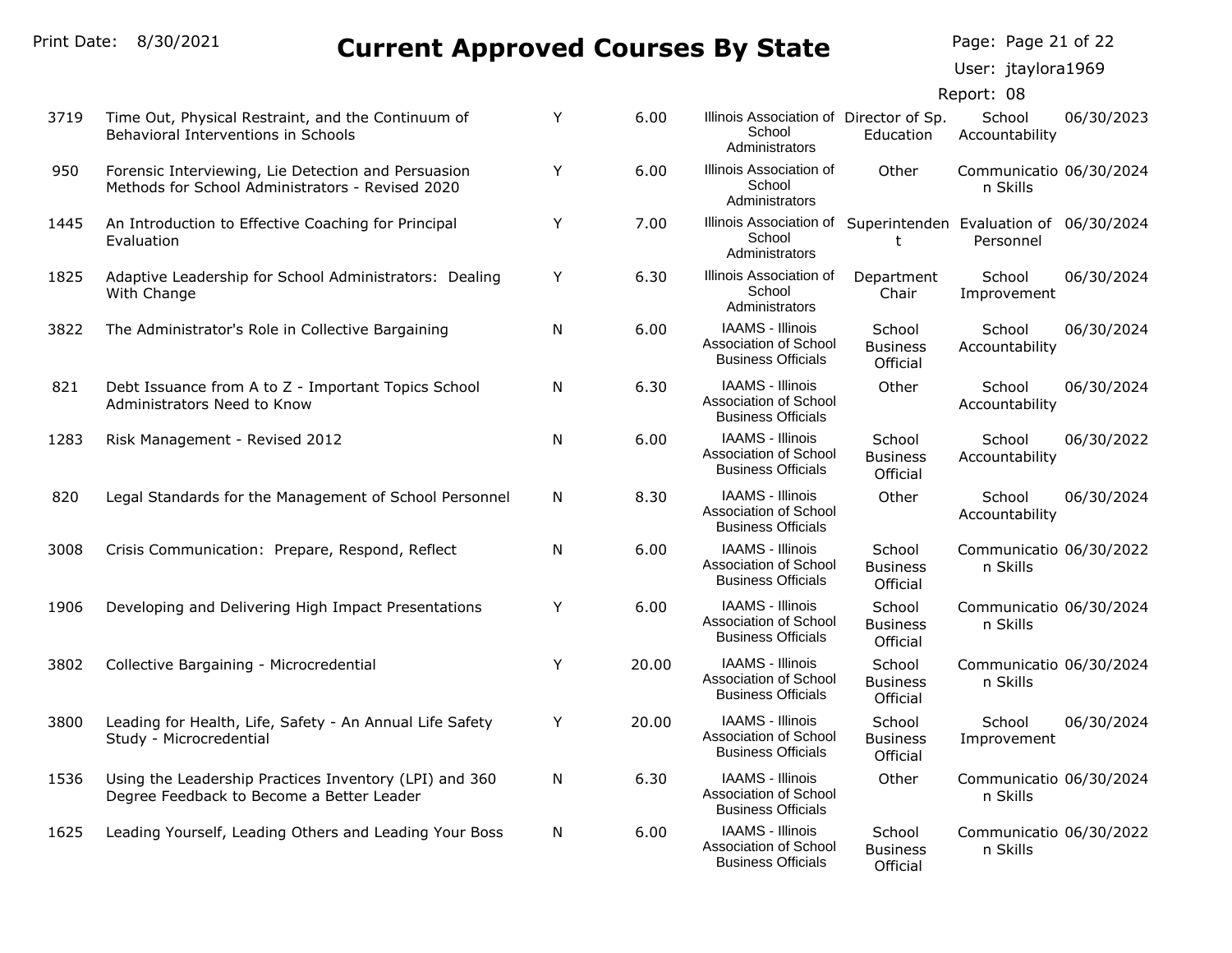# Current Approved Courses By State

Print Date: 8/30/2021

User: jtaylora1969

Report: 08

| | | | | | | | |
|---|---|---|---|---|---|---|---|
| 3719 | Time Out, Physical Restraint, and the Continuum of Behavioral Interventions in Schools | Y | 6.00 | Illinois Association of School Administrators | Director of Sp. Education | School Accountability | 06/30/2023 |
| 950 | Forensic Interviewing, Lie Detection and Persuasion Methods for School Administrators - Revised 2020 | Y | 6.00 | Illinois Association of School Administrators | Other | Communication Skills | 06/30/2024 |
| 1445 | An Introduction to Effective Coaching for Principal Evaluation | Y | 7.00 | Illinois Association of School Administrators | Superintendent | Evaluation of Personnel | 06/30/2024 |
| 1825 | Adaptive Leadership for School Administrators: Dealing With Change | Y | 6.30 | Illinois Association of School Administrators | Department Chair | School Improvement | 06/30/2024 |
| 3822 | The Administrator's Role in Collective Bargaining | N | 6.00 | IAAMS - Illinois Association of School Business Officials | School Business Official | School Accountability | 06/30/2024 |
| 821 | Debt Issuance from A to Z - Important Topics School Administrators Need to Know | N | 6.30 | IAAMS - Illinois Association of School Business Officials | Other | School Accountability | 06/30/2024 |
| 1283 | Risk Management - Revised 2012 | N | 6.00 | IAAMS - Illinois Association of School Business Officials | School Business Official | School Accountability | 06/30/2022 |
| 820 | Legal Standards for the Management of School Personnel | N | 8.30 | IAAMS - Illinois Association of School Business Officials | Other | School Accountability | 06/30/2024 |
| 3008 | Crisis Communication: Prepare, Respond, Reflect | N | 6.00 | IAAMS - Illinois Association of School Business Officials | School Business Official | Communication Skills | 06/30/2022 |
| 1906 | Developing and Delivering High Impact Presentations | Y | 6.00 | IAAMS - Illinois Association of School Business Officials | School Business Official | Communication Skills | 06/30/2024 |
| 3802 | Collective Bargaining - Microcredential | Y | 20.00 | IAAMS - Illinois Association of School Business Officials | School Business Official | Communication Skills | 06/30/2024 |
| 3800 | Leading for Health, Life, Safety - An Annual Life Safety Study - Microcredential | Y | 20.00 | IAAMS - Illinois Association of School Business Officials | School Business Official | School Improvement | 06/30/2024 |
| 1536 | Using the Leadership Practices Inventory (LPI) and 360 Degree Feedback to Become a Better Leader | N | 6.30 | IAAMS - Illinois Association of School Business Officials | Other | Communication Skills | 06/30/2024 |
| 1625 | Leading Yourself, Leading Others and Leading Your Boss | N | 6.00 | IAAMS - Illinois Association of School Business Officials | School Business Official | Communication Skills | 06/30/2022 |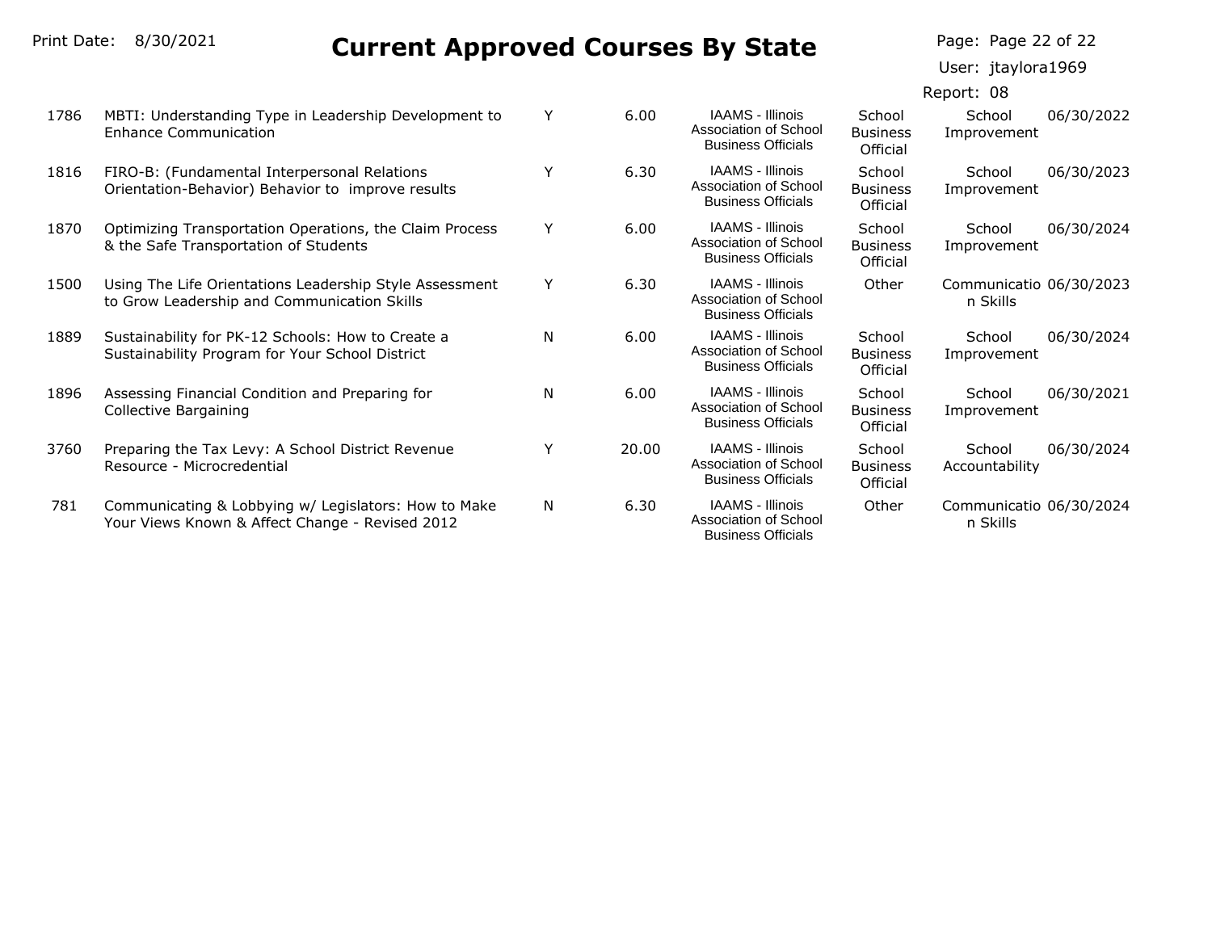# Current Approved Courses By State

Print Date: 8/30/2021

User: jtaylora1969

Report: 08

| | | | | | | | |
|---|---|---|---|---|---|---|---|
| 1786 | MBTI: Understanding Type in Leadership Development to Enhance Communication | Y | 6.00 | IAAMS - Illinois Association of School Business Officials | School Business Official | School Improvement | 06/30/2022 |
| 1816 | FIRO-B: (Fundamental Interpersonal Relations Orientation-Behavior) Behavior to improve results | Y | 6.30 | IAAMS - Illinois Association of School Business Officials | School Business Official | School Improvement | 06/30/2023 |
| 1870 | Optimizing Transportation Operations, the Claim Process & the Safe Transportation of Students | Y | 6.00 | IAAMS - Illinois Association of School Business Officials | School Business Official | School Improvement | 06/30/2024 |
| 1500 | Using The Life Orientations Leadership Style Assessment to Grow Leadership and Communication Skills | Y | 6.30 | IAAMS - Illinois Association of School Business Officials | Other | Communication Skills | 06/30/2023 |
| 1889 | Sustainability for PK-12 Schools: How to Create a Sustainability Program for Your School District | N | 6.00 | IAAMS - Illinois Association of School Business Officials | School Business Official | School Improvement | 06/30/2024 |
| 1896 | Assessing Financial Condition and Preparing for Collective Bargaining | N | 6.00 | IAAMS - Illinois Association of School Business Officials | School Business Official | School Improvement | 06/30/2021 |
| 3760 | Preparing the Tax Levy: A School District Revenue Resource - Microcredential | Y | 20.00 | IAAMS - Illinois Association of School Business Officials | School Business Official | School Accountability | 06/30/2024 |
| 781 | Communicating & Lobbying w/ Legislators: How to Make Your Views Known & Affect Change - Revised 2012 | N | 6.30 | IAAMS - Illinois Association of School Business Officials | Other | Communication Skills | 06/30/2024 |